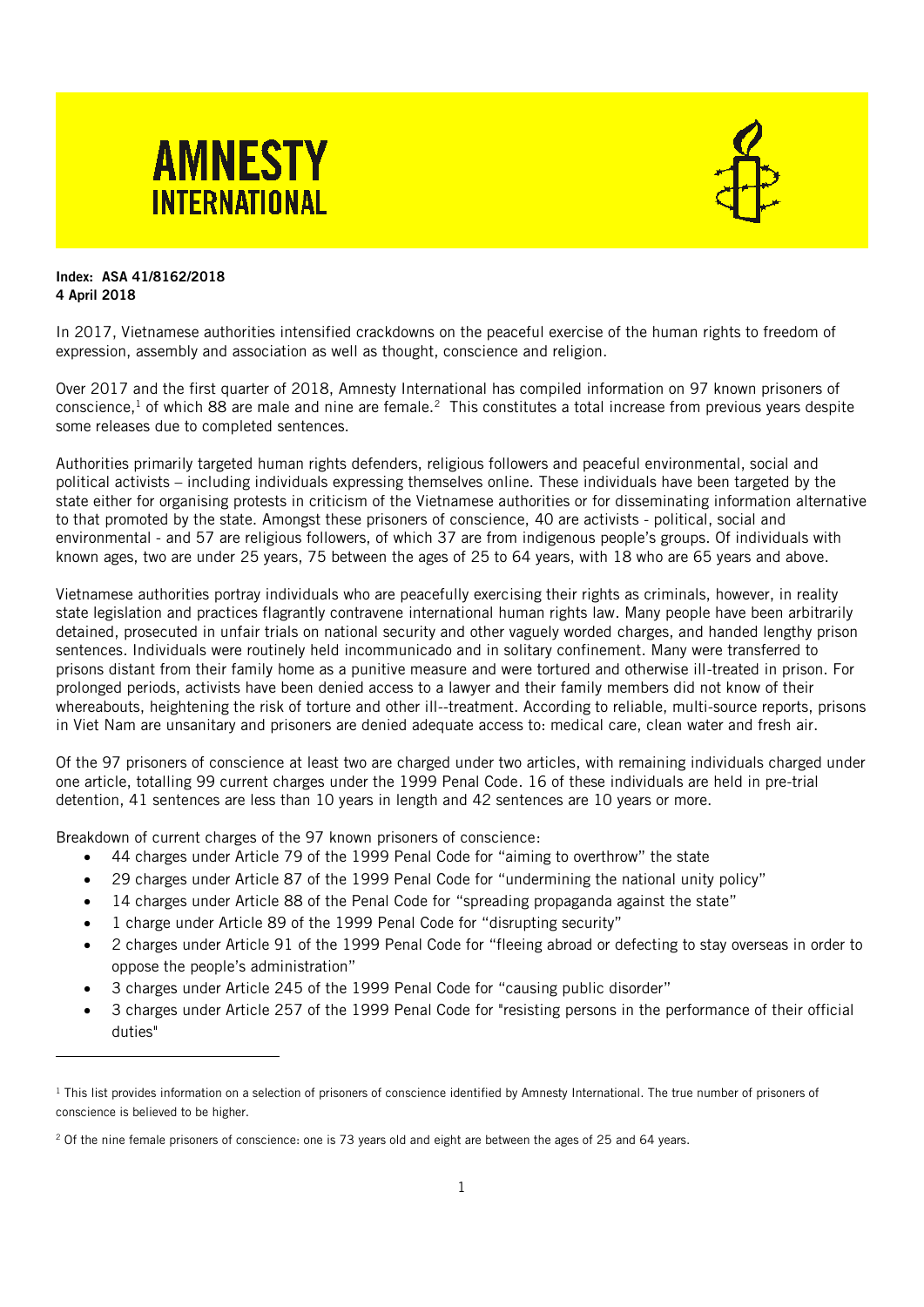**AMNESTY INTERNATIONAL**

**Index: ASA 41/8162/2018**
**4 April 2018**

In 2017, Vietnamese authorities intensified crackdowns on the peaceful exercise of the human rights to freedom of expression, assembly and association as well as thought, conscience and religion.

Over 2017 and the first quarter of 2018, Amnesty International has compiled information on 97 known prisoners of conscience,[1] of which 88 are male and nine are female.[2] This constitutes a total increase from previous years despite some releases due to completed sentences.

Authorities primarily targeted human rights defenders, religious followers and peaceful environmental, social and political activists – including individuals expressing themselves online. These individuals have been targeted by the state either for organising protests in criticism of the Vietnamese authorities or for disseminating information alternative to that promoted by the state. Amongst these prisoners of conscience, 40 are activists - political, social and environmental - and 57 are religious followers, of which 37 are from indigenous people's groups. Of individuals with known ages, two are under 25 years, 75 between the ages of 25 to 64 years, with 18 who are 65 years and above.

Vietnamese authorities portray individuals who are peacefully exercising their rights as criminals, however, in reality state legislation and practices flagrantly contravene international human rights law. Many people have been arbitrarily detained, prosecuted in unfair trials on national security and other vaguely worded charges, and handed lengthy prison sentences. Individuals were routinely held incommunicado and in solitary confinement. Many were transferred to prisons distant from their family home as a punitive measure and were tortured and otherwise ill-treated in prison. For prolonged periods, activists have been denied access to a lawyer and their family members did not know of their whereabouts, heightening the risk of torture and other ill--treatment. According to reliable, multi-source reports, prisons in Viet Nam are unsanitary and prisoners are denied adequate access to: medical care, clean water and fresh air.

Of the 97 prisoners of conscience at least two are charged under two articles, with remaining individuals charged under one article, totalling 99 current charges under the 1999 Penal Code. 16 of these individuals are held in pre-trial detention, 41 sentences are less than 10 years in length and 42 sentences are 10 years or more.

Breakdown of current charges of the 97 known prisoners of conscience:

- 44 charges under Article 79 of the 1999 Penal Code for "aiming to overthrow" the state
- 29 charges under Article 87 of the 1999 Penal Code for "undermining the national unity policy"
- 14 charges under Article 88 of the Penal Code for "spreading propaganda against the state"
- 1 charge under Article 89 of the 1999 Penal Code for "disrupting security"
- 2 charges under Article 91 of the 1999 Penal Code for "fleeing abroad or defecting to stay overseas in order to oppose the people's administration"
- 3 charges under Article 245 of the 1999 Penal Code for "causing public disorder"
- 3 charges under Article 257 of the 1999 Penal Code for "resisting persons in the performance of their official duties"

---

[1] This list provides information on a selection of prisoners of conscience identified by Amnesty International. The true number of prisoners of conscience is believed to be higher.

[2] Of the nine female prisoners of conscience: one is 73 years old and eight are between the ages of 25 and 64 years.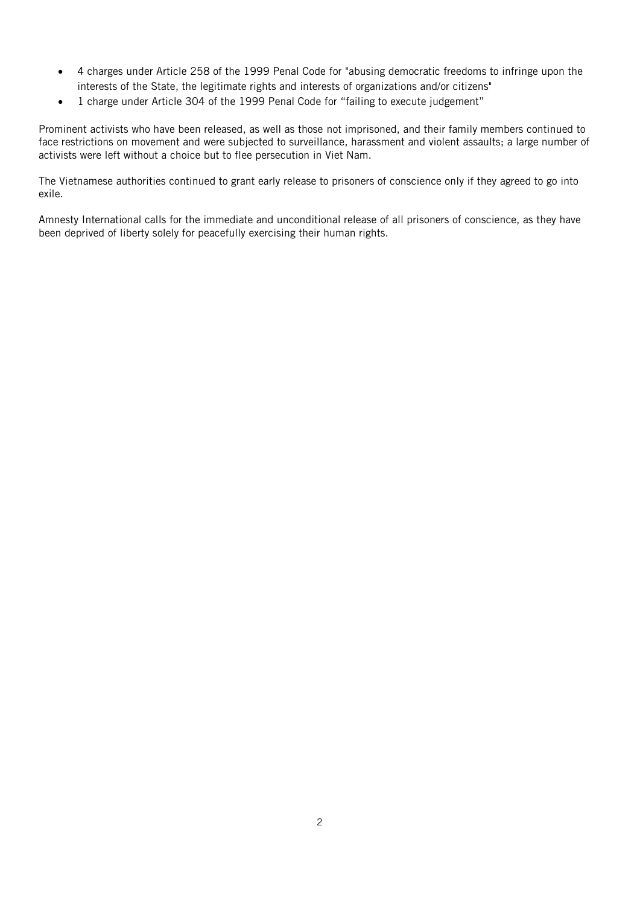- 4 charges under Article 258 of the 1999 Penal Code for "abusing democratic freedoms to infringe upon the interests of the State, the legitimate rights and interests of organizations and/or citizens"
- 1 charge under Article 304 of the 1999 Penal Code for "failing to execute judgement"

Prominent activists who have been released, as well as those not imprisoned, and their family members continued to face restrictions on movement and were subjected to surveillance, harassment and violent assaults; a large number of activists were left without a choice but to flee persecution in Viet Nam.

The Vietnamese authorities continued to grant early release to prisoners of conscience only if they agreed to go into exile.

Amnesty International calls for the immediate and unconditional release of all prisoners of conscience, as they have been deprived of liberty solely for peacefully exercising their human rights.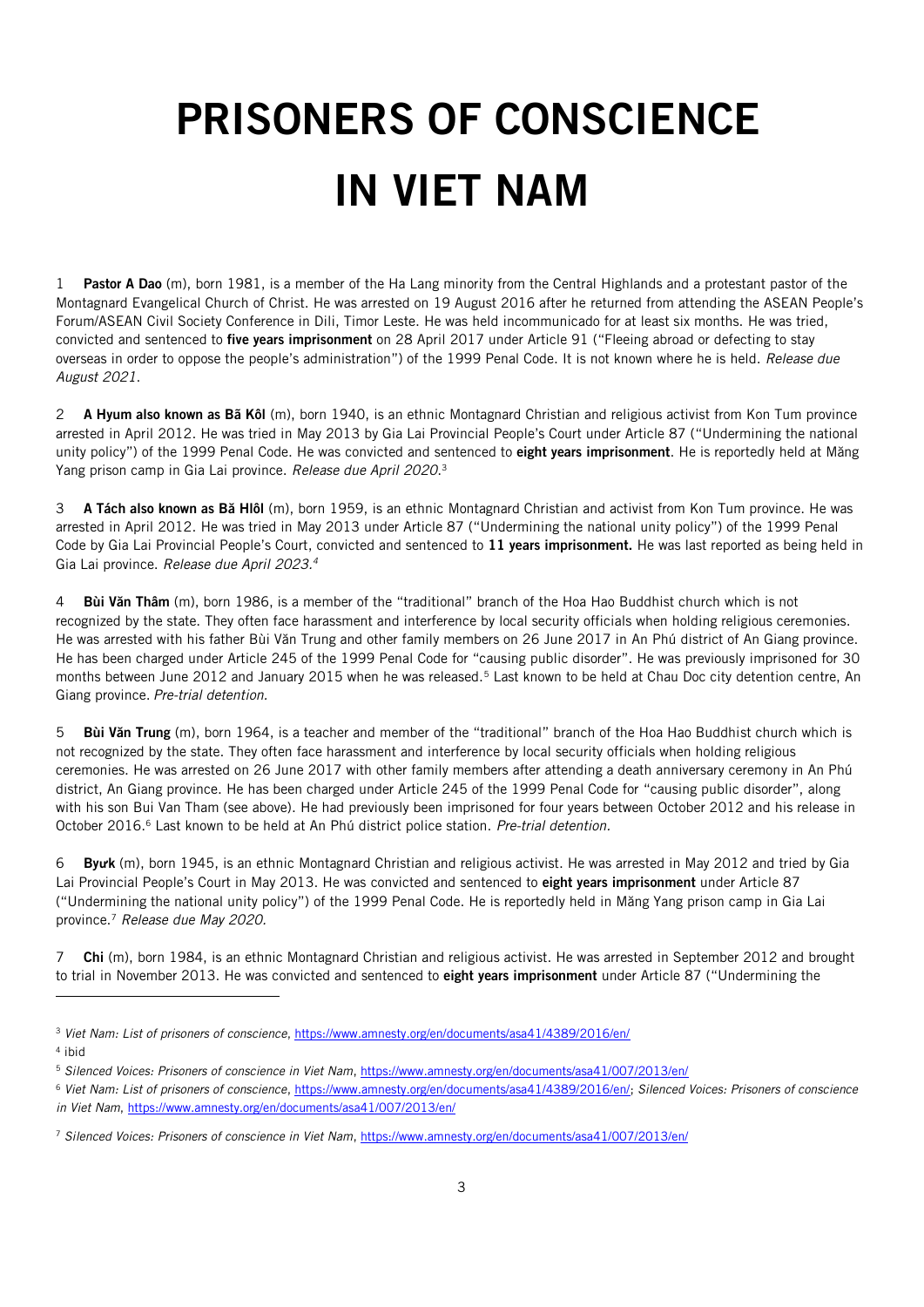# PRISONERS OF CONSCIENCE IN VIET NAM

1 **Pastor A Dao** (m), born 1981, is a member of the Ha Lang minority from the Central Highlands and a protestant pastor of the Montagnard Evangelical Church of Christ. He was arrested on 19 August 2016 after he returned from attending the ASEAN People's Forum/ASEAN Civil Society Conference in Dili, Timor Leste. He was held incommunicado for at least six months. He was tried, convicted and sentenced to **five years imprisonment** on 28 April 2017 under Article 91 ("Fleeing abroad or defecting to stay overseas in order to oppose the people's administration") of the 1999 Penal Code. It is not known where he is held. *Release due August 2021.*

2 **A Hyum also known as Bã Kôl** (m), born 1940, is an ethnic Montagnard Christian and religious activist from Kon Tum province arrested in April 2012. He was tried in May 2013 by Gia Lai Provincial People's Court under Article 87 ("Undermining the national unity policy") of the 1999 Penal Code. He was convicted and sentenced to **eight years imprisonment**. He is reportedly held at Măng Yang prison camp in Gia Lai province. *Release due April 2020.*[3]

3 **A Tách also known as Bă Hlôl** (m), born 1959, is an ethnic Montagnard Christian and activist from Kon Tum province. He was arrested in April 2012. He was tried in May 2013 under Article 87 ("Undermining the national unity policy") of the 1999 Penal Code by Gia Lai Provincial People's Court, convicted and sentenced to **11 years imprisonment.** He was last reported as being held in Gia Lai province. *Release due April 2023.*[4]

4 **Bùi Văn Thâm** (m), born 1986, is a member of the "traditional" branch of the Hoa Hao Buddhist church which is not recognized by the state. They often face harassment and interference by local security officials when holding religious ceremonies. He was arrested with his father Bùi Văn Trung and other family members on 26 June 2017 in An Phú district of An Giang province. He has been charged under Article 245 of the 1999 Penal Code for "causing public disorder". He was previously imprisoned for 30 months between June 2012 and January 2015 when he was released.[5] Last known to be held at Chau Doc city detention centre, An Giang province. *Pre-trial detention.*

5 **Bùi Văn Trung** (m), born 1964, is a teacher and member of the "traditional" branch of the Hoa Hao Buddhist church which is not recognized by the state. They often face harassment and interference by local security officials when holding religious ceremonies. He was arrested on 26 June 2017 with other family members after attending a death anniversary ceremony in An Phú district, An Giang province. He has been charged under Article 245 of the 1999 Penal Code for "causing public disorder", along with his son Bui Van Tham (see above). He had previously been imprisoned for four years between October 2012 and his release in October 2016.[6] Last known to be held at An Phú district police station. *Pre-trial detention.*

6 **Byưk** (m), born 1945, is an ethnic Montagnard Christian and religious activist. He was arrested in May 2012 and tried by Gia Lai Provincial People's Court in May 2013. He was convicted and sentenced to **eight years imprisonment** under Article 87 ("Undermining the national unity policy") of the 1999 Penal Code. He is reportedly held in Măng Yang prison camp in Gia Lai province.[7] *Release due May 2020.*

7 **Chi** (m), born 1984, is an ethnic Montagnard Christian and religious activist. He was arrested in September 2012 and brought to trial in November 2013. He was convicted and sentenced to **eight years imprisonment** under Article 87 ("Undermining the

---

[3] *Viet Nam: List of prisoners of conscience*, https://www.amnesty.org/en/documents/asa41/4389/2016/en/

[4] ibid

[5] *Silenced Voices: Prisoners of conscience in Viet Nam*, https://www.amnesty.org/en/documents/asa41/007/2013/en/

[6] *Viet Nam: List of prisoners of conscience*, https://www.amnesty.org/en/documents/asa41/4389/2016/en/; *Silenced Voices: Prisoners of conscience in Viet Nam*, https://www.amnesty.org/en/documents/asa41/007/2013/en/

[7] *Silenced Voices: Prisoners of conscience in Viet Nam*, https://www.amnesty.org/en/documents/asa41/007/2013/en/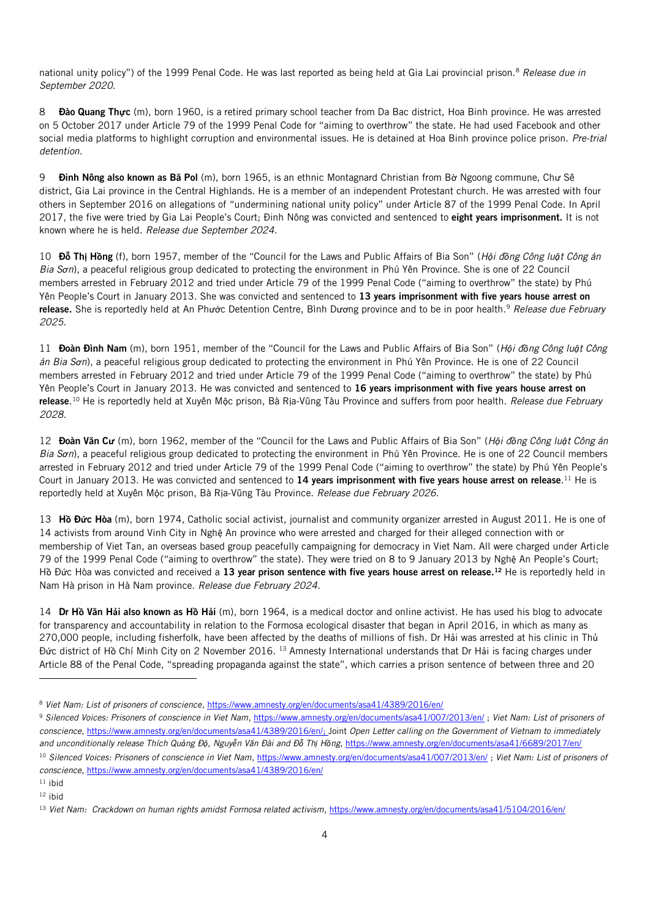national unity policy") of the 1999 Penal Code. He was last reported as being held at Gia Lai provincial prison.[8] *Release due in September 2020.*

8 **Đào Quang Thực** (m), born 1960, is a retired primary school teacher from Da Bac district, Hoa Binh province. He was arrested on 5 October 2017 under Article 79 of the 1999 Penal Code for "aiming to overthrow" the state. He had used Facebook and other social media platforms to highlight corruption and environmental issues. He is detained at Hoa Binh province police prison. *Pre-trial detention.*

9 **Đinh Nông also known as Bă Pol** (m), born 1965, is an ethnic Montagnard Christian from Bờ Ngoong commune, Chư Sê district, Gia Lai province in the Central Highlands. He is a member of an independent Protestant church. He was arrested with four others in September 2016 on allegations of "undermining national unity policy" under Article 87 of the 1999 Penal Code. In April 2017, the five were tried by Gia Lai People's Court; Đinh Nông was convicted and sentenced to **eight years imprisonment.** It is not known where he is held. *Release due September 2024.*

10 **Đỗ Thị Hồng** (f), born 1957, member of the "Council for the Laws and Public Affairs of Bia Son" (*Hội đồng Công luật Công án Bia Sơn*), a peaceful religious group dedicated to protecting the environment in Phú Yên Province. She is one of 22 Council members arrested in February 2012 and tried under Article 79 of the 1999 Penal Code ("aiming to overthrow" the state) by Phú Yên People's Court in January 2013. She was convicted and sentenced to **13 years imprisonment with five years house arrest on release.** She is reportedly held at An Phước Detention Centre, Bình Dương province and to be in poor health.[9] *Release due February 2025.*

11 **Đoàn Đình Nam** (m), born 1951, member of the "Council for the Laws and Public Affairs of Bia Son" (*Hội đồng Công luật Công án Bia Sơn*), a peaceful religious group dedicated to protecting the environment in Phú Yên Province. He is one of 22 Council members arrested in February 2012 and tried under Article 79 of the 1999 Penal Code ("aiming to overthrow" the state) by Phú Yên People's Court in January 2013. He was convicted and sentenced to **16 years imprisonment with five years house arrest on release**.[10] He is reportedly held at Xuyên Mộc prison, Bà Rịa-Vũng Tàu Province and suffers from poor health. *Release due February 2028.*

12 **Đoàn Văn Cư** (m), born 1962, member of the "Council for the Laws and Public Affairs of Bia Son" (*Hội đồng Công luật Công án Bia Sơn*), a peaceful religious group dedicated to protecting the environment in Phú Yên Province. He is one of 22 Council members arrested in February 2012 and tried under Article 79 of the 1999 Penal Code ("aiming to overthrow" the state) by Phú Yên People's Court in January 2013. He was convicted and sentenced to **14 years imprisonment with five years house arrest on release**.[11] He is reportedly held at Xuyên Mộc prison, Bà Rịa-Vũng Tàu Province. *Release due February 2026.*

13 **Hồ Đức Hòa** (m), born 1974, Catholic social activist, journalist and community organizer arrested in August 2011. He is one of 14 activists from around Vinh City in Nghệ An province who were arrested and charged for their alleged connection with or membership of Viet Tan, an overseas based group peacefully campaigning for democracy in Viet Nam. All were charged under Article 79 of the 1999 Penal Code ("aiming to overthrow" the state). They were tried on 8 to 9 January 2013 by Nghệ An People's Court; Hồ Đức Hòa was convicted and received a **13 year prison sentence with five years house arrest on release.[12]** He is reportedly held in Nam Hà prison in Hà Nam province. *Release due February 2024.*

14 **Dr Hồ Văn Hải also known as Hồ Hải** (m), born 1964, is a medical doctor and online activist. He has used his blog to advocate for transparency and accountability in relation to the Formosa ecological disaster that began in April 2016, in which as many as 270,000 people, including fisherfolk, have been affected by the deaths of millions of fish. Dr Hải was arrested at his clinic in Thủ Đức district of Hồ Chí Minh City on 2 November 2016. [13] Amnesty International understands that Dr Hải is facing charges under Article 88 of the Penal Code, "spreading propaganda against the state", which carries a prison sentence of between three and 20

---

[8] *Viet Nam: List of prisoners of conscience*, https://www.amnesty.org/en/documents/asa41/4389/2016/en/

[9] *Silenced Voices: Prisoners of conscience in Viet Nam*, https://www.amnesty.org/en/documents/asa41/007/2013/en/ ; *Viet Nam: List of prisoners of conscience*, https://www.amnesty.org/en/documents/asa41/4389/2016/en/; Joint *Open Letter calling on the Government of Vietnam to immediately and unconditionally release Thích Quảng Độ, Nguyễn Văn Đài and Đỗ Thị Hồng*, https://www.amnesty.org/en/documents/asa41/6689/2017/en/

[10] *Silenced Voices: Prisoners of conscience in Viet Nam*, https://www.amnesty.org/en/documents/asa41/007/2013/en/ ; *Viet Nam: List of prisoners of conscience*, https://www.amnesty.org/en/documents/asa41/4389/2016/en/

[11] ibid

[12] ibid

[13] *Viet Nam: Crackdown on human rights amidst Formosa related activism*, https://www.amnesty.org/en/documents/asa41/5104/2016/en/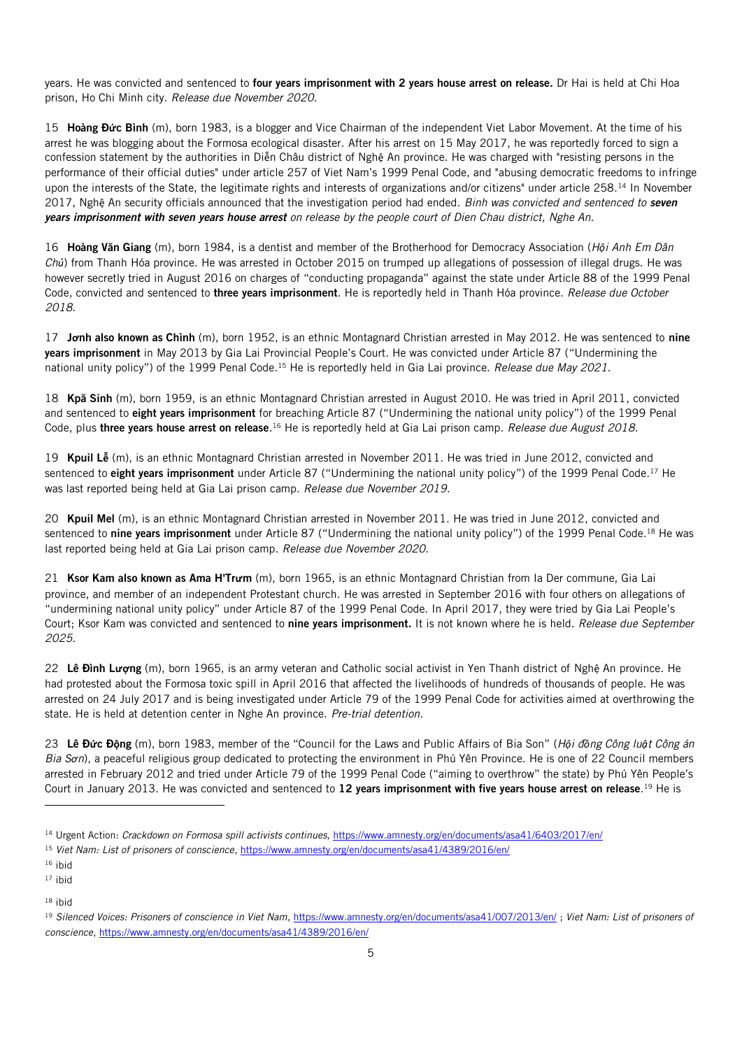years. He was convicted and sentenced to **four years imprisonment with 2 years house arrest on release.** Dr Hai is held at Chi Hoa prison, Ho Chi Minh city. *Release due November 2020.*

15 **Hoàng Đức Bình** (m), born 1983, is a blogger and Vice Chairman of the independent Viet Labor Movement. At the time of his arrest he was blogging about the Formosa ecological disaster. After his arrest on 15 May 2017, he was reportedly forced to sign a confession statement by the authorities in Diễn Châu district of Nghệ An province. He was charged with "resisting persons in the performance of their official duties" under article 257 of Viet Nam's 1999 Penal Code, and "abusing democratic freedoms to infringe upon the interests of the State, the legitimate rights and interests of organizations and/or citizens" under article 258.[14] In November 2017, Nghệ An security officials announced that the investigation period had ended. *Binh was convicted and sentenced to* ***seven years imprisonment with seven years house arrest*** *on release by the people court of Dien Chau district, Nghe An.*

16 **Hoàng Văn Giang** (m), born 1984, is a dentist and member of the Brotherhood for Democracy Association (*Hội Anh Em Dân Chủ*) from Thanh Hóa province. He was arrested in October 2015 on trumped up allegations of possession of illegal drugs. He was however secretly tried in August 2016 on charges of "conducting propaganda" against the state under Article 88 of the 1999 Penal Code, convicted and sentenced to **three years imprisonment**. He is reportedly held in Thanh Hóa province. *Release due October 2018.*

17 **Jơnh also known as Chình** (m), born 1952, is an ethnic Montagnard Christian arrested in May 2012. He was sentenced to **nine years imprisonment** in May 2013 by Gia Lai Provincial People's Court. He was convicted under Article 87 ("Undermining the national unity policy") of the 1999 Penal Code.[15] He is reportedly held in Gia Lai province. *Release due May 2021.*

18 **Kpă Sinh** (m), born 1959, is an ethnic Montagnard Christian arrested in August 2010. He was tried in April 2011, convicted and sentenced to **eight years imprisonment** for breaching Article 87 ("Undermining the national unity policy") of the 1999 Penal Code, plus **three years house arrest on release**.[16] He is reportedly held at Gia Lai prison camp. *Release due August 2018.*

19 **Kpuil Lễ** (m), is an ethnic Montagnard Christian arrested in November 2011. He was tried in June 2012, convicted and sentenced to **eight years imprisonment** under Article 87 ("Undermining the national unity policy") of the 1999 Penal Code.[17] He was last reported being held at Gia Lai prison camp. *Release due November 2019.*

20 **Kpuil Mel** (m), is an ethnic Montagnard Christian arrested in November 2011. He was tried in June 2012, convicted and sentenced to **nine years imprisonment** under Article 87 ("Undermining the national unity policy") of the 1999 Penal Code.[18] He was last reported being held at Gia Lai prison camp. *Release due November 2020.*

21 **Ksor Kam also known as Ama H'Trưm** (m), born 1965, is an ethnic Montagnard Christian from Ia Der commune, Gia Lai province, and member of an independent Protestant church. He was arrested in September 2016 with four others on allegations of "undermining national unity policy" under Article 87 of the 1999 Penal Code. In April 2017, they were tried by Gia Lai People's Court; Ksor Kam was convicted and sentenced to **nine years imprisonment.** It is not known where he is held. *Release due September 2025.*

22 **Lê Đình Lượng** (m), born 1965, is an army veteran and Catholic social activist in Yen Thanh district of Nghệ An province. He had protested about the Formosa toxic spill in April 2016 that affected the livelihoods of hundreds of thousands of people. He was arrested on 24 July 2017 and is being investigated under Article 79 of the 1999 Penal Code for activities aimed at overthrowing the state. He is held at detention center in Nghe An province. *Pre-trial detention.*

23 **Lê Đức Động** (m), born 1983, member of the "Council for the Laws and Public Affairs of Bia Son" (*Hội đồng Công luật Công án Bia Sơn*), a peaceful religious group dedicated to protecting the environment in Phú Yên Province. He is one of 22 Council members arrested in February 2012 and tried under Article 79 of the 1999 Penal Code ("aiming to overthrow" the state) by Phú Yên People's Court in January 2013. He was convicted and sentenced to **12 years imprisonment with five years house arrest on release**.[19] He is

---

[14] Urgent Action: *Crackdown on Formosa spill activists continues,* https://www.amnesty.org/en/documents/asa41/6403/2017/en/

[15] *Viet Nam: List of prisoners of conscience*, https://www.amnesty.org/en/documents/asa41/4389/2016/en/

[16] ibid

[17] ibid

[18] ibid

[19] *Silenced Voices: Prisoners of conscience in Viet Nam*, https://www.amnesty.org/en/documents/asa41/007/2013/en/ ; *Viet Nam: List of prisoners of conscience*, https://www.amnesty.org/en/documents/asa41/4389/2016/en/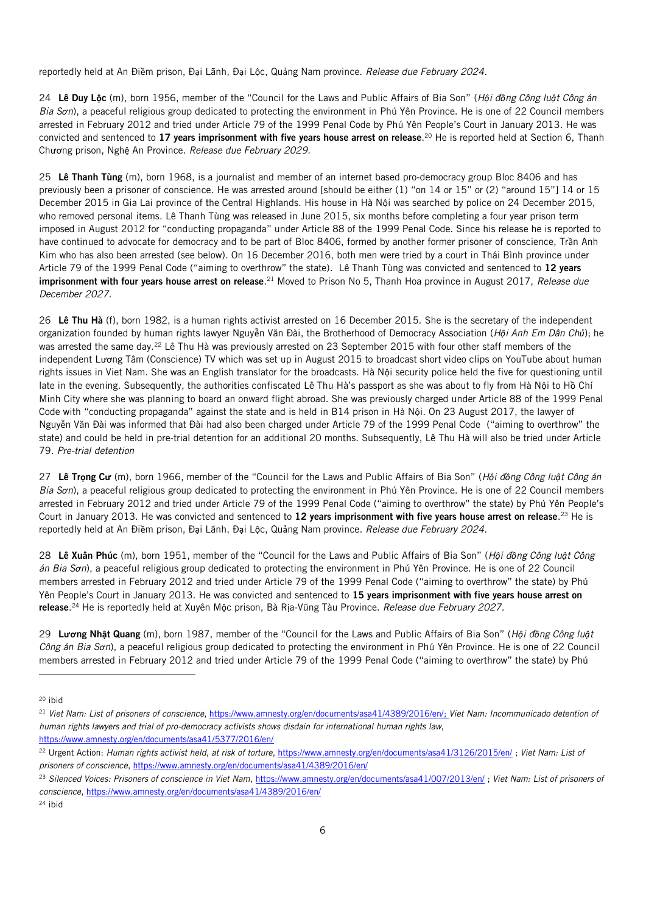reportedly held at An Điềm prison, Đại Lãnh, Đại Lộc, Quảng Nam province. *Release due February 2024.*

24 **Lê Duy Lộc** (m), born 1956, member of the "Council for the Laws and Public Affairs of Bia Son" (*Hội đồng Công luật Công án Bia Sơn*), a peaceful religious group dedicated to protecting the environment in Phú Yên Province. He is one of 22 Council members arrested in February 2012 and tried under Article 79 of the 1999 Penal Code by Phú Yên People's Court in January 2013. He was convicted and sentenced to **17 years imprisonment with five years house arrest on release**.[20] He is reported held at Section 6, Thanh Chương prison, Nghệ An Province. *Release due February 2029.*

25 **Lê Thanh Tùng** (m), born 1968, is a journalist and member of an internet based pro-democracy group Bloc 8406 and has previously been a prisoner of conscience. He was arrested around [should be either (1) "on 14 or 15" or (2) "around 15"] 14 or 15 December 2015 in Gia Lai province of the Central Highlands. His house in Hà Nội was searched by police on 24 December 2015, who removed personal items. Lê Thanh Tùng was released in June 2015, six months before completing a four year prison term imposed in August 2012 for "conducting propaganda" under Article 88 of the 1999 Penal Code. Since his release he is reported to have continued to advocate for democracy and to be part of Bloc 8406, formed by another former prisoner of conscience, Trần Anh Kim who has also been arrested (see below). On 16 December 2016, both men were tried by a court in Thái Bình province under Article 79 of the 1999 Penal Code ("aiming to overthrow" the state). Lê Thanh Tùng was convicted and sentenced to **12 years imprisonment with four years house arrest on release**.[21] Moved to Prison No 5, Thanh Hoa province in August 2017, *Release due December 2027.*

26 **Lê Thu Hà** (f), born 1982, is a human rights activist arrested on 16 December 2015. She is the secretary of the independent organization founded by human rights lawyer Nguyễn Văn Đài, the Brotherhood of Democracy Association (*Hội Anh Em Dân Chủ*); he was arrested the same day.[22] Lê Thu Hà was previously arrested on 23 September 2015 with four other staff members of the independent Lương Tâm (Conscience) TV which was set up in August 2015 to broadcast short video clips on YouTube about human rights issues in Viet Nam. She was an English translator for the broadcasts. Hà Nội security police held the five for questioning until late in the evening. Subsequently, the authorities confiscated Lê Thu Hà's passport as she was about to fly from Hà Nội to Hồ Chí Minh City where she was planning to board an onward flight abroad. She was previously charged under Article 88 of the 1999 Penal Code with "conducting propaganda" against the state and is held in B14 prison in Hà Nội. On 23 August 2017, the lawyer of Nguyễn Văn Đài was informed that Đài had also been charged under Article 79 of the 1999 Penal Code ("aiming to overthrow" the state) and could be held in pre-trial detention for an additional 20 months. Subsequently, Lê Thu Hà will also be tried under Article 79. *Pre-trial detention*

27 **Lê Trọng Cư** (m), born 1966, member of the "Council for the Laws and Public Affairs of Bia Son" (*Hội đồng Công luật Công án Bia Sơn*), a peaceful religious group dedicated to protecting the environment in Phú Yên Province. He is one of 22 Council members arrested in February 2012 and tried under Article 79 of the 1999 Penal Code ("aiming to overthrow" the state) by Phú Yên People's Court in January 2013. He was convicted and sentenced to **12 years imprisonment with five years house arrest on release**.[23] He is reportedly held at An Điềm prison, Đại Lãnh, Đại Lộc, Quảng Nam province. *Release due February 2024.*

28 **Lê Xuân Phúc** (m), born 1951, member of the "Council for the Laws and Public Affairs of Bia Son" (*Hội đồng Công luật Công án Bia Sơn*), a peaceful religious group dedicated to protecting the environment in Phú Yên Province. He is one of 22 Council members arrested in February 2012 and tried under Article 79 of the 1999 Penal Code ("aiming to overthrow" the state) by Phú Yên People's Court in January 2013. He was convicted and sentenced to **15 years imprisonment with five years house arrest on release**.[24] He is reportedly held at Xuyên Mộc prison, Bà Rịa-Vũng Tàu Province. *Release due February 2027.*

29 **Lương Nhật Quang** (m), born 1987, member of the "Council for the Laws and Public Affairs of Bia Son" (*Hội đồng Công luật Công án Bia Sơn*), a peaceful religious group dedicated to protecting the environment in Phú Yên Province. He is one of 22 Council members arrested in February 2012 and tried under Article 79 of the 1999 Penal Code ("aiming to overthrow" the state) by Phú

---

[20] ibid

[21] *Viet Nam: List of prisoners of conscience*, https://www.amnesty.org/en/documents/asa41/4389/2016/en/; *Viet Nam: Incommunicado detention of human rights lawyers and trial of pro-democracy activists shows disdain for international human rights law*, https://www.amnesty.org/en/documents/asa41/5377/2016/en/

[22] Urgent Action: *Human rights activist held, at risk of torture*, https://www.amnesty.org/en/documents/asa41/3126/2015/en/ ; *Viet Nam: List of prisoners of conscience*, https://www.amnesty.org/en/documents/asa41/4389/2016/en/

[23] *Silenced Voices: Prisoners of conscience in Viet Nam*, https://www.amnesty.org/en/documents/asa41/007/2013/en/ ; *Viet Nam: List of prisoners of conscience*, https://www.amnesty.org/en/documents/asa41/4389/2016/en/

[24] ibid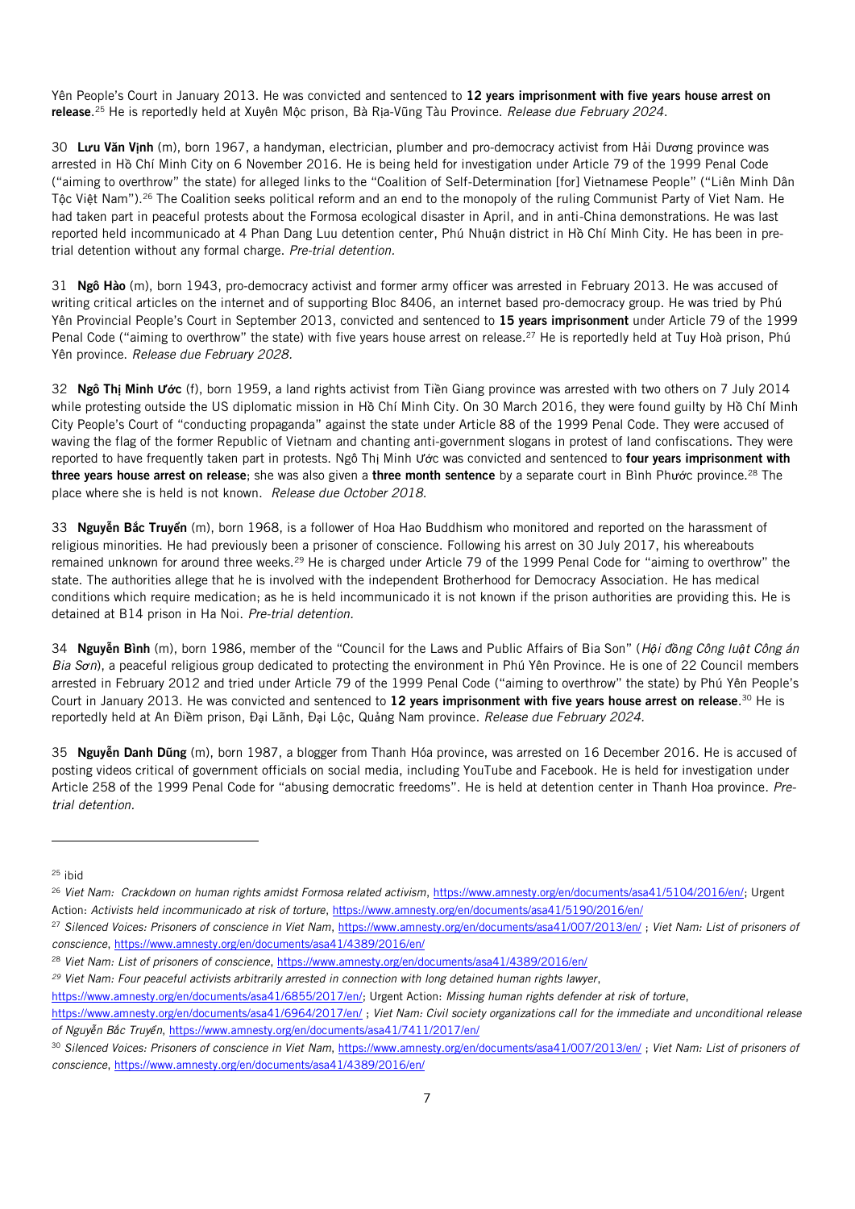Yên People's Court in January 2013. He was convicted and sentenced to **12 years imprisonment with five years house arrest on release**.[25] He is reportedly held at Xuyên Mộc prison, Bà Rịa-Vũng Tàu Province. *Release due February 2024.*

30 **Lưu Văn Vịnh** (m), born 1967, a handyman, electrician, plumber and pro-democracy activist from Hải Dương province was arrested in Hồ Chí Minh City on 6 November 2016. He is being held for investigation under Article 79 of the 1999 Penal Code ("aiming to overthrow" the state) for alleged links to the "Coalition of Self-Determination [for] Vietnamese People" ("Liên Minh Dân Tộc Việt Nam").[26] The Coalition seeks political reform and an end to the monopoly of the ruling Communist Party of Viet Nam. He had taken part in peaceful protests about the Formosa ecological disaster in April, and in anti-China demonstrations. He was last reported held incommunicado at 4 Phan Dang Luu detention center, Phú Nhuận district in Hồ Chí Minh City. He has been in pre-trial detention without any formal charge. *Pre-trial detention.*

31 **Ngô Hào** (m), born 1943, pro-democracy activist and former army officer was arrested in February 2013. He was accused of writing critical articles on the internet and of supporting Bloc 8406, an internet based pro-democracy group. He was tried by Phú Yên Provincial People's Court in September 2013, convicted and sentenced to **15 years imprisonment** under Article 79 of the 1999 Penal Code ("aiming to overthrow" the state) with five years house arrest on release.[27] He is reportedly held at Tuy Hoà prison, Phú Yên province. *Release due February 2028.*

32 **Ngô Thị Minh Ước** (f), born 1959, a land rights activist from Tiền Giang province was arrested with two others on 7 July 2014 while protesting outside the US diplomatic mission in Hồ Chí Minh City. On 30 March 2016, they were found guilty by Hồ Chí Minh City People's Court of "conducting propaganda" against the state under Article 88 of the 1999 Penal Code. They were accused of waving the flag of the former Republic of Vietnam and chanting anti-government slogans in protest of land confiscations. They were reported to have frequently taken part in protests. Ngô Thị Minh Ước was convicted and sentenced to **four years imprisonment with three years house arrest on release**; she was also given a **three month sentence** by a separate court in Bình Phước province.[28] The place where she is held is not known. *Release due October 2018.*

33 **Nguyễn Bắc Truyển** (m), born 1968, is a follower of Hoa Hao Buddhism who monitored and reported on the harassment of religious minorities. He had previously been a prisoner of conscience. Following his arrest on 30 July 2017, his whereabouts remained unknown for around three weeks.[29] He is charged under Article 79 of the 1999 Penal Code for "aiming to overthrow" the state. The authorities allege that he is involved with the independent Brotherhood for Democracy Association. He has medical conditions which require medication; as he is held incommunicado it is not known if the prison authorities are providing this. He is detained at B14 prison in Ha Noi. *Pre-trial detention.*

34 **Nguyễn Bình** (m), born 1986, member of the "Council for the Laws and Public Affairs of Bia Son" (*Hội đồng Công luật Công án Bia Sơn*), a peaceful religious group dedicated to protecting the environment in Phú Yên Province. He is one of 22 Council members arrested in February 2012 and tried under Article 79 of the 1999 Penal Code ("aiming to overthrow" the state) by Phú Yên People's Court in January 2013. He was convicted and sentenced to **12 years imprisonment with five years house arrest on release**.[30] He is reportedly held at An Điềm prison, Đại Lãnh, Đại Lộc, Quảng Nam province. *Release due February 2024.*

35 **Nguyễn Danh Dũng** (m), born 1987, a blogger from Thanh Hóa province, was arrested on 16 December 2016. He is accused of posting videos critical of government officials on social media, including YouTube and Facebook. He is held for investigation under Article 258 of the 1999 Penal Code for "abusing democratic freedoms". He is held at detention center in Thanh Hoa province. *Pre-trial detention.*

---

[25] ibid

[26] *Viet Nam: Crackdown on human rights amidst Formosa related activism*, https://www.amnesty.org/en/documents/asa41/5104/2016/en/; Urgent Action: *Activists held incommunicado at risk of torture*, https://www.amnesty.org/en/documents/asa41/5190/2016/en/

[27] *Silenced Voices: Prisoners of conscience in Viet Nam*, https://www.amnesty.org/en/documents/asa41/007/2013/en/ ; *Viet Nam: List of prisoners of conscience*, https://www.amnesty.org/en/documents/asa41/4389/2016/en/

[28] *Viet Nam: List of prisoners of conscience*, https://www.amnesty.org/en/documents/asa41/4389/2016/en/

[29] *Viet Nam: Four peaceful activists arbitrarily arrested in connection with long detained human rights lawyer*, https://www.amnesty.org/en/documents/asa41/6855/2017/en/; Urgent Action: *Missing human rights defender at risk of torture*, https://www.amnesty.org/en/documents/asa41/6964/2017/en/ ; *Viet Nam: Civil society organizations call for the immediate and unconditional release of Nguyễn Bắc Truyển*, https://www.amnesty.org/en/documents/asa41/7411/2017/en/

[30] *Silenced Voices: Prisoners of conscience in Viet Nam*, https://www.amnesty.org/en/documents/asa41/007/2013/en/ ; *Viet Nam: List of prisoners of conscience*, https://www.amnesty.org/en/documents/asa41/4389/2016/en/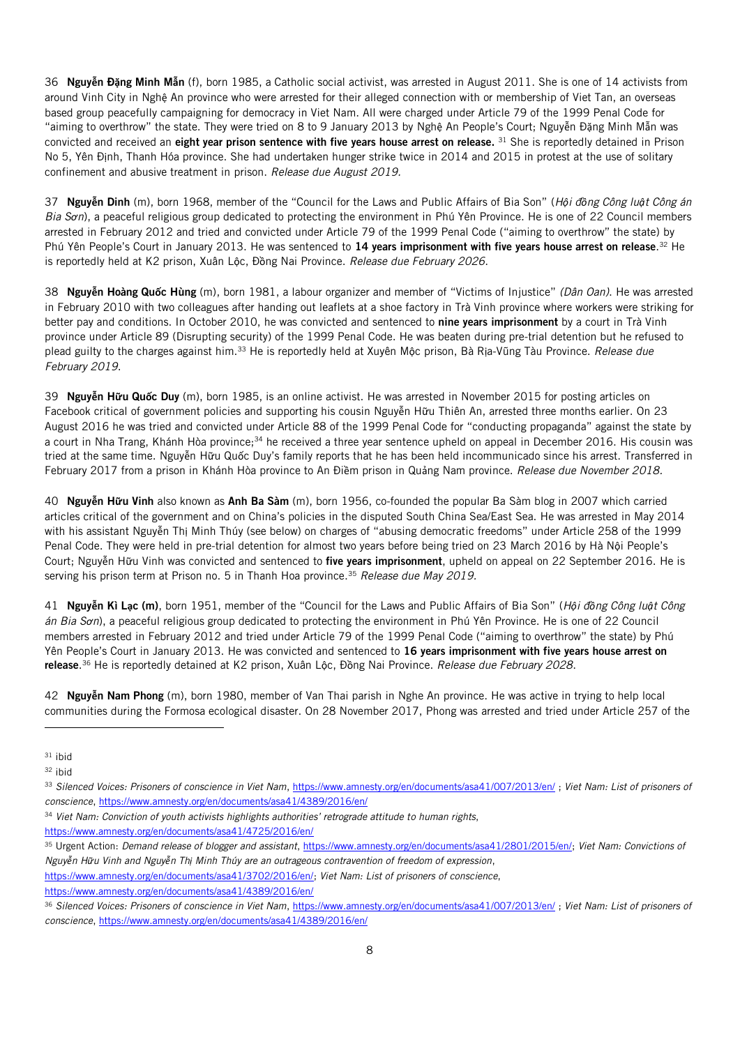36 **Nguyễn Đặng Minh Mẫn** (f), born 1985, a Catholic social activist, was arrested in August 2011. She is one of 14 activists from around Vinh City in Nghệ An province who were arrested for their alleged connection with or membership of Viet Tan, an overseas based group peacefully campaigning for democracy in Viet Nam. All were charged under Article 79 of the 1999 Penal Code for "aiming to overthrow" the state. They were tried on 8 to 9 January 2013 by Nghệ An People's Court; Nguyễn Đặng Minh Mẫn was convicted and received an **eight year prison sentence with five years house arrest on release.** [31] She is reportedly detained in Prison No 5, Yên Định, Thanh Hóa province. She had undertaken hunger strike twice in 2014 and 2015 in protest at the use of solitary confinement and abusive treatment in prison. *Release due August 2019.*

37 **Nguyễn Dinh** (m), born 1968, member of the "Council for the Laws and Public Affairs of Bia Son" (*Hội đồng Công luật Công án Bia Sơn*), a peaceful religious group dedicated to protecting the environment in Phú Yên Province. He is one of 22 Council members arrested in February 2012 and tried and convicted under Article 79 of the 1999 Penal Code ("aiming to overthrow" the state) by Phú Yên People's Court in January 2013. He was sentenced to **14 years imprisonment with five years house arrest on release**.[32] He is reportedly held at K2 prison, Xuân Lộc, Đồng Nai Province. *Release due February 2026.*

38 **Nguyễn Hoàng Quốc Hùng** (m), born 1981, a labour organizer and member of "Victims of Injustice" *(Dân Oan)*. He was arrested in February 2010 with two colleagues after handing out leaflets at a shoe factory in Trà Vinh province where workers were striking for better pay and conditions. In October 2010, he was convicted and sentenced to **nine years imprisonment** by a court in Trà Vinh province under Article 89 (Disrupting security) of the 1999 Penal Code. He was beaten during pre-trial detention but he refused to plead guilty to the charges against him.[33] He is reportedly held at Xuyên Mộc prison, Bà Rịa-Vũng Tàu Province. *Release due February 2019.*

39 **Nguyễn Hữu Quốc Duy** (m), born 1985, is an online activist. He was arrested in November 2015 for posting articles on Facebook critical of government policies and supporting his cousin Nguyễn Hữu Thiên An, arrested three months earlier. On 23 August 2016 he was tried and convicted under Article 88 of the 1999 Penal Code for "conducting propaganda" against the state by a court in Nha Trang, Khánh Hòa province;[34] he received a three year sentence upheld on appeal in December 2016. His cousin was tried at the same time. Nguyễn Hữu Quốc Duy's family reports that he has been held incommunicado since his arrest. Transferred in February 2017 from a prison in Khánh Hòa province to An Điềm prison in Quảng Nam province. *Release due November 2018.*

40 **Nguyễn Hữu Vinh** also known as **Anh Ba Sàm** (m), born 1956, co-founded the popular Ba Sàm blog in 2007 which carried articles critical of the government and on China's policies in the disputed South China Sea/East Sea. He was arrested in May 2014 with his assistant Nguyễn Thị Minh Thúy (see below) on charges of "abusing democratic freedoms" under Article 258 of the 1999 Penal Code. They were held in pre-trial detention for almost two years before being tried on 23 March 2016 by Hà Nội People's Court; Nguyễn Hữu Vinh was convicted and sentenced to **five years imprisonment**, upheld on appeal on 22 September 2016. He is serving his prison term at Prison no. 5 in Thanh Hoa province.[35] *Release due May 2019.*

41 **Nguyễn Kì Lạc (m)**, born 1951, member of the "Council for the Laws and Public Affairs of Bia Son" (*Hội đồng Công luật Công án Bia Sơn*), a peaceful religious group dedicated to protecting the environment in Phú Yên Province. He is one of 22 Council members arrested in February 2012 and tried under Article 79 of the 1999 Penal Code ("aiming to overthrow" the state) by Phú Yên People's Court in January 2013. He was convicted and sentenced to **16 years imprisonment with five years house arrest on release**.[36] He is reportedly detained at K2 prison, Xuân Lộc, Đồng Nai Province. *Release due February 2028.*

42 **Nguyễn Nam Phong** (m), born 1980, member of Van Thai parish in Nghe An province. He was active in trying to help local communities during the Formosa ecological disaster. On 28 November 2017, Phong was arrested and tried under Article 257 of the

---

[31] ibid

[32] ibid

[33] *Silenced Voices: Prisoners of conscience in Viet Nam*, https://www.amnesty.org/en/documents/asa41/007/2013/en/ ; *Viet Nam: List of prisoners of conscience*, https://www.amnesty.org/en/documents/asa41/4389/2016/en/

[34] *Viet Nam: Conviction of youth activists highlights authorities' retrograde attitude to human rights*, https://www.amnesty.org/en/documents/asa41/4725/2016/en/

[35] Urgent Action: *Demand release of blogger and assistant*, https://www.amnesty.org/en/documents/asa41/2801/2015/en/; *Viet Nam: Convictions of Nguyễn Hữu Vinh and Nguyễn Thị Minh Thúy are an outrageous contravention of freedom of expression*, https://www.amnesty.org/en/documents/asa41/3702/2016/en/; *Viet Nam: List of prisoners of conscience*, https://www.amnesty.org/en/documents/asa41/4389/2016/en/

[36] *Silenced Voices: Prisoners of conscience in Viet Nam*, https://www.amnesty.org/en/documents/asa41/007/2013/en/ ; *Viet Nam: List of prisoners of conscience*, https://www.amnesty.org/en/documents/asa41/4389/2016/en/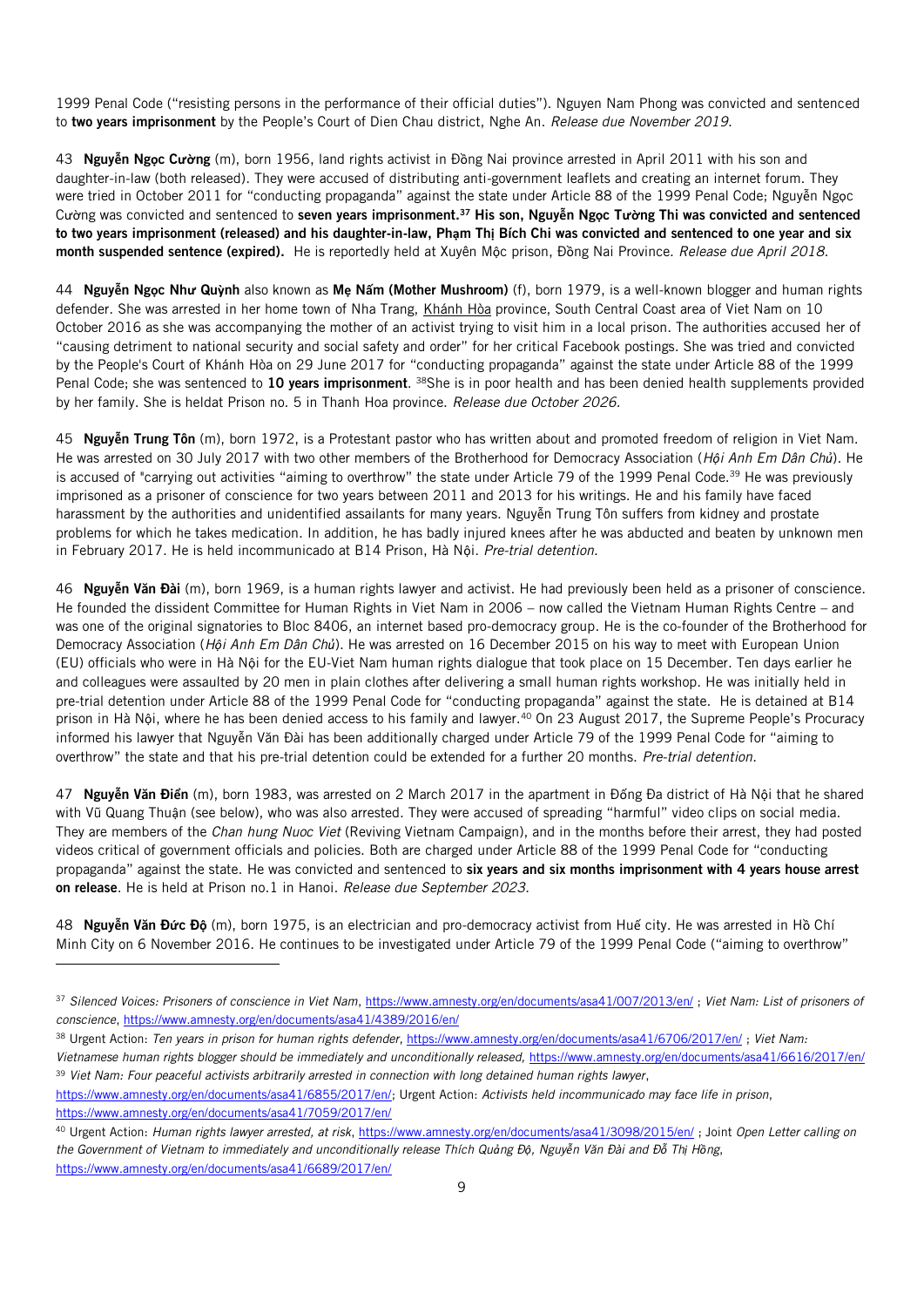1999 Penal Code ("resisting persons in the performance of their official duties"). Nguyen Nam Phong was convicted and sentenced to **two years imprisonment** by the People's Court of Dien Chau district, Nghe An. *Release due November 2019.*

43 **Nguyễn Ngọc Cường** (m), born 1956, land rights activist in Đồng Nai province arrested in April 2011 with his son and daughter-in-law (both released). They were accused of distributing anti-government leaflets and creating an internet forum. They were tried in October 2011 for "conducting propaganda" against the state under Article 88 of the 1999 Penal Code; Nguyễn Ngọc Cường was convicted and sentenced to **seven years imprisonment.[37] His son, Nguyễn Ngọc Tường Thi was convicted and sentenced to two years imprisonment (released) and his daughter-in-law, Phạm Thị Bích Chi was convicted and sentenced to one year and six month suspended sentence (expired).** He is reportedly held at Xuyên Mộc prison, Đồng Nai Province. *Release due April 2018.*

44 **Nguyễn Ngọc Như Quỳnh** also known as **Mẹ Nấm (Mother Mushroom)** (f), born 1979, is a well-known blogger and human rights defender. She was arrested in her home town of Nha Trang, Khánh Hòa province, South Central Coast area of Viet Nam on 10 October 2016 as she was accompanying the mother of an activist trying to visit him in a local prison. The authorities accused her of "causing detriment to national security and social safety and order" for her critical Facebook postings. She was tried and convicted by the People's Court of Khánh Hòa on 29 June 2017 for "conducting propaganda" against the state under Article 88 of the 1999 Penal Code; she was sentenced to **10 years imprisonment**. [38]She is in poor health and has been denied health supplements provided by her family. She is heldat Prison no. 5 in Thanh Hoa province. *Release due October 2026.*

45 **Nguyễn Trung Tôn** (m), born 1972, is a Protestant pastor who has written about and promoted freedom of religion in Viet Nam. He was arrested on 30 July 2017 with two other members of the Brotherhood for Democracy Association (*Hội Anh Em Dân Chủ*). He is accused of "carrying out activities "aiming to overthrow" the state under Article 79 of the 1999 Penal Code.[39] He was previously imprisoned as a prisoner of conscience for two years between 2011 and 2013 for his writings. He and his family have faced harassment by the authorities and unidentified assailants for many years. Nguyễn Trung Tôn suffers from kidney and prostate problems for which he takes medication. In addition, he has badly injured knees after he was abducted and beaten by unknown men in February 2017. He is held incommunicado at B14 Prison, Hà Nội. *Pre-trial detention.*

46 **Nguyễn Văn Đài** (m), born 1969, is a human rights lawyer and activist. He had previously been held as a prisoner of conscience. He founded the dissident Committee for Human Rights in Viet Nam in 2006 – now called the Vietnam Human Rights Centre – and was one of the original signatories to Bloc 8406, an internet based pro-democracy group. He is the co-founder of the Brotherhood for Democracy Association (*Hội Anh Em Dân Chủ*). He was arrested on 16 December 2015 on his way to meet with European Union (EU) officials who were in Hà Nội for the EU-Viet Nam human rights dialogue that took place on 15 December. Ten days earlier he and colleagues were assaulted by 20 men in plain clothes after delivering a small human rights workshop. He was initially held in pre-trial detention under Article 88 of the 1999 Penal Code for "conducting propaganda" against the state. He is detained at B14 prison in Hà Nội, where he has been denied access to his family and lawyer.[40] On 23 August 2017, the Supreme People's Procuracy informed his lawyer that Nguyễn Văn Đài has been additionally charged under Article 79 of the 1999 Penal Code for "aiming to overthrow" the state and that his pre-trial detention could be extended for a further 20 months. *Pre-trial detention.*

47 **Nguyễn Văn Điển** (m), born 1983, was arrested on 2 March 2017 in the apartment in Đống Đa district of Hà Nội that he shared with Vũ Quang Thuận (see below), who was also arrested. They were accused of spreading "harmful" video clips on social media. They are members of the *Chan hung Nuoc Viet* (Reviving Vietnam Campaign), and in the months before their arrest, they had posted videos critical of government officials and policies. Both are charged under Article 88 of the 1999 Penal Code for "conducting propaganda" against the state. He was convicted and sentenced to **six years and six months imprisonment with 4 years house arrest on release**. He is held at Prison no.1 in Hanoi. *Release due September 2023.*

48 **Nguyễn Văn Đức Độ** (m), born 1975, is an electrician and pro-democracy activist from Huế city. He was arrested in Hồ Chí Minh City on 6 November 2016. He continues to be investigated under Article 79 of the 1999 Penal Code ("aiming to overthrow"

---

[37] *Silenced Voices: Prisoners of conscience in Viet Nam*, https://www.amnesty.org/en/documents/asa41/007/2013/en/ ; *Viet Nam: List of prisoners of conscience*, https://www.amnesty.org/en/documents/asa41/4389/2016/en/

[38] Urgent Action: *Ten years in prison for human rights defender*, https://www.amnesty.org/en/documents/asa41/6706/2017/en/ ; *Viet Nam: Vietnamese human rights blogger should be immediately and unconditionally released,* https://www.amnesty.org/en/documents/asa41/6616/2017/en/

[39] *Viet Nam: Four peaceful activists arbitrarily arrested in connection with long detained human rights lawyer*, https://www.amnesty.org/en/documents/asa41/6855/2017/en/; Urgent Action: *Activists held incommunicado may face life in prison*, https://www.amnesty.org/en/documents/asa41/7059/2017/en/

[40] Urgent Action: *Human rights lawyer arrested, at risk*, https://www.amnesty.org/en/documents/asa41/3098/2015/en/ ; Joint *Open Letter calling on the Government of Vietnam to immediately and unconditionally release Thích Quảng Độ, Nguyễn Văn Đài and Đỗ Thị Hồng*, https://www.amnesty.org/en/documents/asa41/6689/2017/en/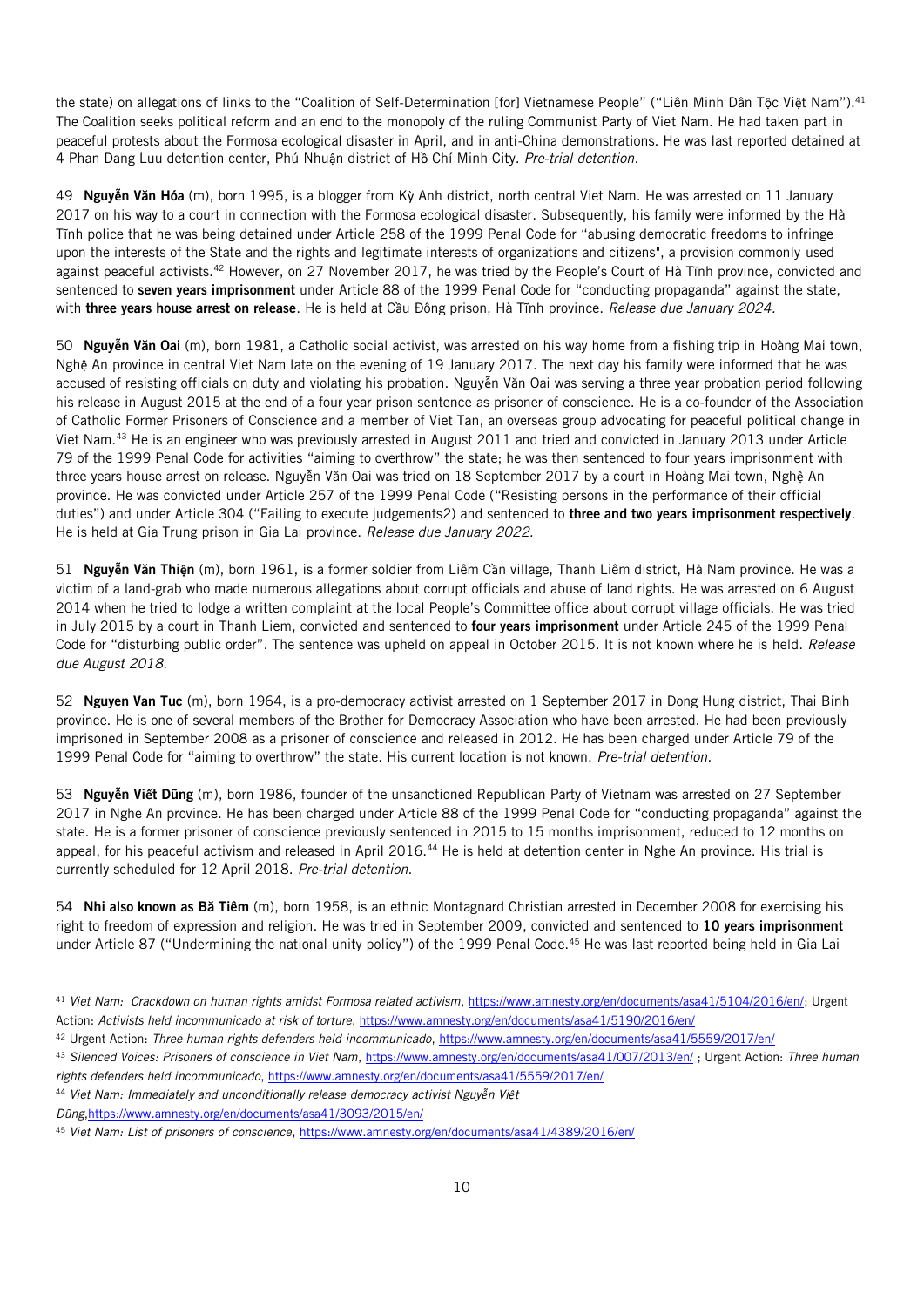the state) on allegations of links to the "Coalition of Self-Determination [for] Vietnamese People" ("Liên Minh Dân Tộc Việt Nam").[41] The Coalition seeks political reform and an end to the monopoly of the ruling Communist Party of Viet Nam. He had taken part in peaceful protests about the Formosa ecological disaster in April, and in anti-China demonstrations. He was last reported detained at 4 Phan Dang Luu detention center, Phú Nhuận district of Hồ Chí Minh City. *Pre-trial detention.*

49 **Nguyễn Văn Hóa** (m), born 1995, is a blogger from Kỳ Anh district, north central Viet Nam. He was arrested on 11 January 2017 on his way to a court in connection with the Formosa ecological disaster. Subsequently, his family were informed by the Hà Tĩnh police that he was being detained under Article 258 of the 1999 Penal Code for "abusing democratic freedoms to infringe upon the interests of the State and the rights and legitimate interests of organizations and citizens", a provision commonly used against peaceful activists.[42] However, on 27 November 2017, he was tried by the People's Court of Hà Tĩnh province, convicted and sentenced to **seven years imprisonment** under Article 88 of the 1999 Penal Code for "conducting propaganda" against the state, with **three years house arrest on release**. He is held at Cầu Đông prison, Hà Tĩnh province. *Release due January 2024.*

50 **Nguyễn Văn Oai** (m), born 1981, a Catholic social activist, was arrested on his way home from a fishing trip in Hoàng Mai town, Nghệ An province in central Viet Nam late on the evening of 19 January 2017. The next day his family were informed that he was accused of resisting officials on duty and violating his probation. Nguyễn Văn Oai was serving a three year probation period following his release in August 2015 at the end of a four year prison sentence as prisoner of conscience. He is a co-founder of the Association of Catholic Former Prisoners of Conscience and a member of Viet Tan, an overseas group advocating for peaceful political change in Viet Nam.[43] He is an engineer who was previously arrested in August 2011 and tried and convicted in January 2013 under Article 79 of the 1999 Penal Code for activities "aiming to overthrow" the state; he was then sentenced to four years imprisonment with three years house arrest on release. Nguyễn Văn Oai was tried on 18 September 2017 by a court in Hoàng Mai town, Nghệ An province. He was convicted under Article 257 of the 1999 Penal Code ("Resisting persons in the performance of their official duties") and under Article 304 ("Failing to execute judgements2) and sentenced to **three and two years imprisonment respectively**. He is held at Gia Trung prison in Gia Lai province. *Release due January 2022.*

51 **Nguyễn Văn Thiện** (m), born 1961, is a former soldier from Liêm Cần village, Thanh Liêm district, Hà Nam province. He was a victim of a land-grab who made numerous allegations about corrupt officials and abuse of land rights. He was arrested on 6 August 2014 when he tried to lodge a written complaint at the local People's Committee office about corrupt village officials. He was tried in July 2015 by a court in Thanh Liem, convicted and sentenced to **four years imprisonment** under Article 245 of the 1999 Penal Code for "disturbing public order". The sentence was upheld on appeal in October 2015. It is not known where he is held. *Release due August 2018.*

52 **Nguyen Van Tuc** (m), born 1964, is a pro-democracy activist arrested on 1 September 2017 in Dong Hung district, Thai Binh province. He is one of several members of the Brother for Democracy Association who have been arrested. He had been previously imprisoned in September 2008 as a prisoner of conscience and released in 2012. He has been charged under Article 79 of the 1999 Penal Code for "aiming to overthrow" the state. His current location is not known. *Pre-trial detention.*

53 **Nguyễn Viết Dũng** (m), born 1986, founder of the unsanctioned Republican Party of Vietnam was arrested on 27 September 2017 in Nghe An province. He has been charged under Article 88 of the 1999 Penal Code for "conducting propaganda" against the state. He is a former prisoner of conscience previously sentenced in 2015 to 15 months imprisonment, reduced to 12 months on appeal, for his peaceful activism and released in April 2016.[44] He is held at detention center in Nghe An province. His trial is currently scheduled for 12 April 2018. *Pre-trial detention.*

54 **Nhi also known as Bă Tiêm** (m), born 1958, is an ethnic Montagnard Christian arrested in December 2008 for exercising his right to freedom of expression and religion. He was tried in September 2009, convicted and sentenced to **10 years imprisonment** under Article 87 ("Undermining the national unity policy") of the 1999 Penal Code.[45] He was last reported being held in Gia Lai

---

[41] *Viet Nam: Crackdown on human rights amidst Formosa related activism*, https://www.amnesty.org/en/documents/asa41/5104/2016/en/; Urgent Action: *Activists held incommunicado at risk of torture*, https://www.amnesty.org/en/documents/asa41/5190/2016/en/

[42] Urgent Action: *Three human rights defenders held incommunicado*, https://www.amnesty.org/en/documents/asa41/5559/2017/en/

[43] *Silenced Voices: Prisoners of conscience in Viet Nam*, https://www.amnesty.org/en/documents/asa41/007/2013/en/ ; Urgent Action: *Three human rights defenders held incommunicado*, https://www.amnesty.org/en/documents/asa41/5559/2017/en/

[44] *Viet Nam: Immediately and unconditionally release democracy activist Nguyễn Việt Dũng*, https://www.amnesty.org/en/documents/asa41/3093/2015/en/

[45] *Viet Nam: List of prisoners of conscience*, https://www.amnesty.org/en/documents/asa41/4389/2016/en/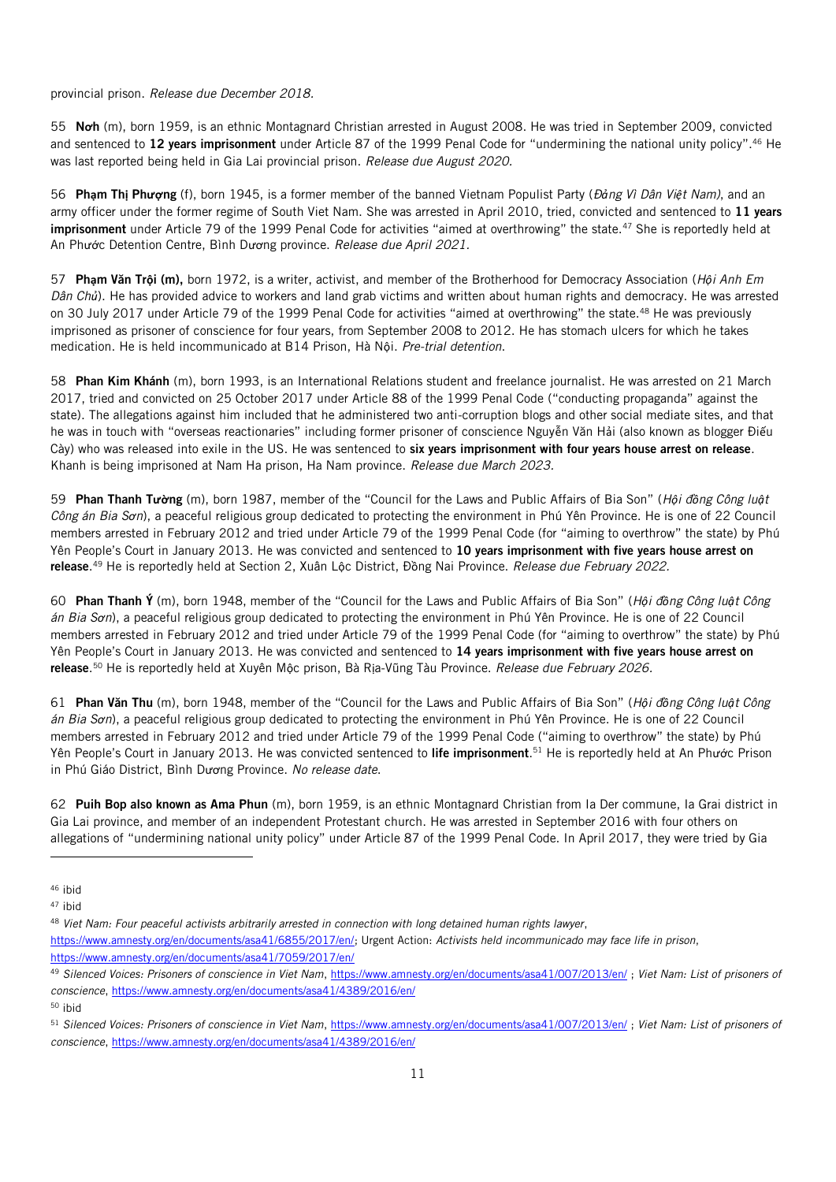provincial prison. *Release due December 2018.*

55 **Nơh** (m), born 1959, is an ethnic Montagnard Christian arrested in August 2008. He was tried in September 2009, convicted and sentenced to **12 years imprisonment** under Article 87 of the 1999 Penal Code for "undermining the national unity policy".[46] He was last reported being held in Gia Lai provincial prison. *Release due August 2020.*

56 **Phạm Thị Phượng** (f), born 1945, is a former member of the banned Vietnam Populist Party (*Đảng Vì Dân Việt Nam)*, and an army officer under the former regime of South Viet Nam. She was arrested in April 2010, tried, convicted and sentenced to **11 years imprisonment** under Article 79 of the 1999 Penal Code for activities "aimed at overthrowing" the state.[47] She is reportedly held at An Phước Detention Centre, Bình Dương province. *Release due April 2021.*

57 **Phạm Văn Trội (m),** born 1972, is a writer, activist, and member of the Brotherhood for Democracy Association (*Hội Anh Em Dân Chủ*). He has provided advice to workers and land grab victims and written about human rights and democracy. He was arrested on 30 July 2017 under Article 79 of the 1999 Penal Code for activities "aimed at overthrowing" the state.[48] He was previously imprisoned as prisoner of conscience for four years, from September 2008 to 2012. He has stomach ulcers for which he takes medication. He is held incommunicado at B14 Prison, Hà Nội. *Pre-trial detention.*

58 **Phan Kim Khánh** (m), born 1993, is an International Relations student and freelance journalist. He was arrested on 21 March 2017, tried and convicted on 25 October 2017 under Article 88 of the 1999 Penal Code ("conducting propaganda" against the state). The allegations against him included that he administered two anti-corruption blogs and other social mediate sites, and that he was in touch with "overseas reactionaries" including former prisoner of conscience Nguyễn Văn Hải (also known as blogger Điếu Cày) who was released into exile in the US. He was sentenced to **six years imprisonment with four years house arrest on release**. Khanh is being imprisoned at Nam Ha prison, Ha Nam province. *Release due March 2023.*

59 **Phan Thanh Tường** (m), born 1987, member of the "Council for the Laws and Public Affairs of Bia Son" (*Hội đồng Công luật Công án Bia Sơn*), a peaceful religious group dedicated to protecting the environment in Phú Yên Province. He is one of 22 Council members arrested in February 2012 and tried under Article 79 of the 1999 Penal Code (for "aiming to overthrow" the state) by Phú Yên People's Court in January 2013. He was convicted and sentenced to **10 years imprisonment with five years house arrest on release**.[49] He is reportedly held at Section 2, Xuân Lộc District, Đồng Nai Province. *Release due February 2022.*

60 **Phan Thanh Ý** (m), born 1948, member of the "Council for the Laws and Public Affairs of Bia Son" (*Hội đồng Công luật Công án Bia Sơn*), a peaceful religious group dedicated to protecting the environment in Phú Yên Province. He is one of 22 Council members arrested in February 2012 and tried under Article 79 of the 1999 Penal Code (for "aiming to overthrow" the state) by Phú Yên People's Court in January 2013. He was convicted and sentenced to **14 years imprisonment with five years house arrest on release**.[50] He is reportedly held at Xuyên Mộc prison, Bà Rịa-Vũng Tàu Province. *Release due February 2026.*

61 **Phan Văn Thu** (m), born 1948, member of the "Council for the Laws and Public Affairs of Bia Son" (*Hội đồng Công luật Công án Bia Sơn*), a peaceful religious group dedicated to protecting the environment in Phú Yên Province. He is one of 22 Council members arrested in February 2012 and tried under Article 79 of the 1999 Penal Code ("aiming to overthrow" the state) by Phú Yên People's Court in January 2013. He was convicted sentenced to **life imprisonment**.[51] He is reportedly held at An Phước Prison in Phú Giáo District, Bình Dương Province. *No release date.*

62 **Puih Bop also known as Ama Phun** (m), born 1959, is an ethnic Montagnard Christian from Ia Der commune, Ia Grai district in Gia Lai province, and member of an independent Protestant church. He was arrested in September 2016 with four others on allegations of "undermining national unity policy" under Article 87 of the 1999 Penal Code. In April 2017, they were tried by Gia

---

[46] ibid

[47] ibid

[48] *Viet Nam: Four peaceful activists arbitrarily arrested in connection with long detained human rights lawyer*, https://www.amnesty.org/en/documents/asa41/6855/2017/en/; Urgent Action: *Activists held incommunicado may face life in prison*, https://www.amnesty.org/en/documents/asa41/7059/2017/en/

[49] *Silenced Voices: Prisoners of conscience in Viet Nam*, https://www.amnesty.org/en/documents/asa41/007/2013/en/ ; *Viet Nam: List of prisoners of conscience*, https://www.amnesty.org/en/documents/asa41/4389/2016/en/

[50] ibid

[51] *Silenced Voices: Prisoners of conscience in Viet Nam*, https://www.amnesty.org/en/documents/asa41/007/2013/en/ ; *Viet Nam: List of prisoners of conscience*, https://www.amnesty.org/en/documents/asa41/4389/2016/en/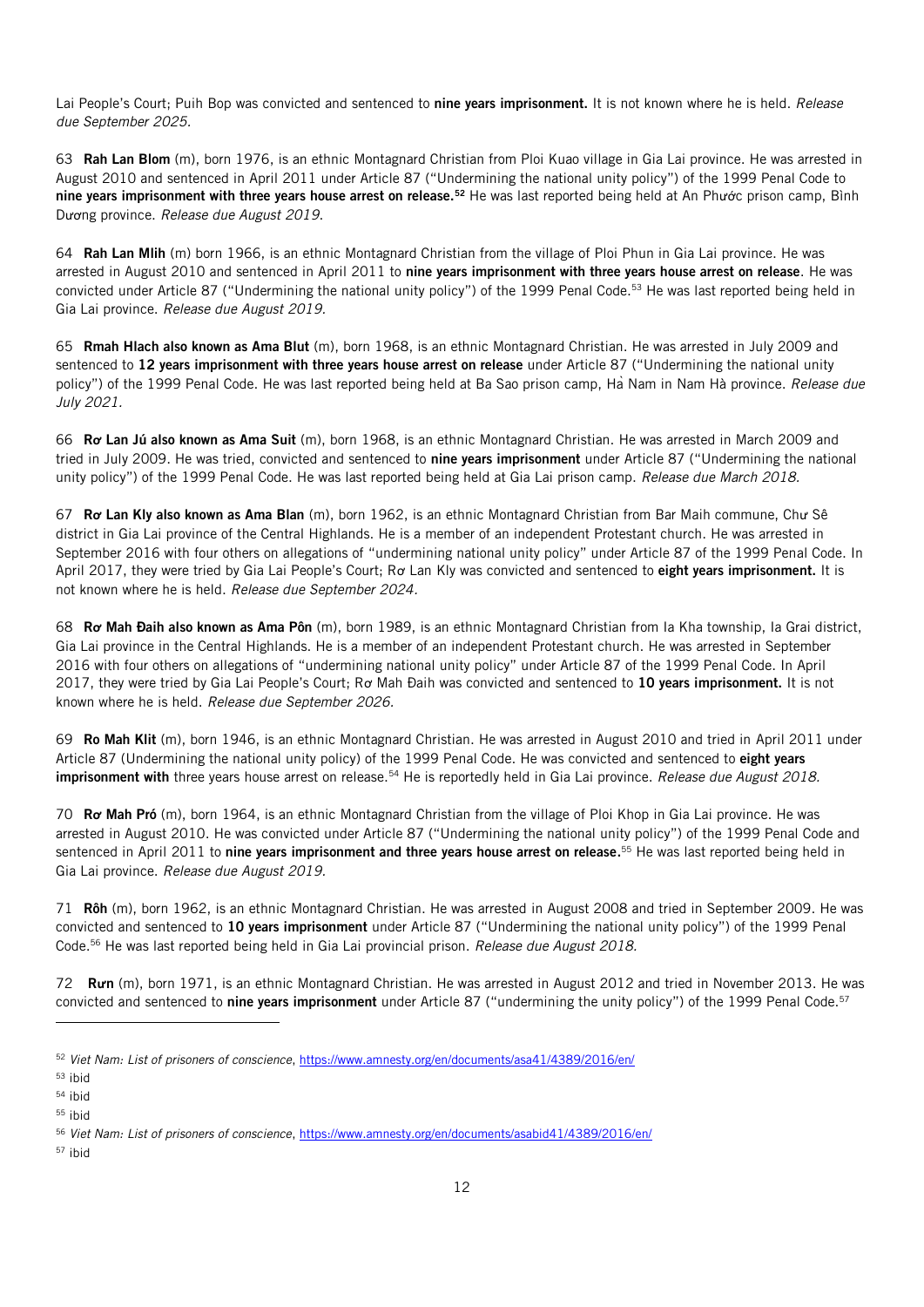Lai People's Court; Puih Bop was convicted and sentenced to **nine years imprisonment.** It is not known where he is held. *Release due September 2025.*

63 **Rah Lan Blom** (m), born 1976, is an ethnic Montagnard Christian from Ploi Kuao village in Gia Lai province. He was arrested in August 2010 and sentenced in April 2011 under Article 87 ("Undermining the national unity policy") of the 1999 Penal Code to **nine years imprisonment with three years house arrest on release.**[52] He was last reported being held at An Phước prison camp, Bình Dương province. *Release due August 2019.*

64 **Rah Lan Mlih** (m) born 1966, is an ethnic Montagnard Christian from the village of Ploi Phun in Gia Lai province. He was arrested in August 2010 and sentenced in April 2011 to **nine years imprisonment with three years house arrest on release**. He was convicted under Article 87 ("Undermining the national unity policy") of the 1999 Penal Code.[53] He was last reported being held in Gia Lai province. *Release due August 2019.*

65 **Rmah Hlach also known as Ama Blut** (m), born 1968, is an ethnic Montagnard Christian. He was arrested in July 2009 and sentenced to **12 years imprisonment with three years house arrest on release** under Article 87 ("Undermining the national unity policy") of the 1999 Penal Code. He was last reported being held at Ba Sao prison camp, Hà Nam in Nam Hà province. *Release due July 2021.*

66 **Rơ Lan Jú also known as Ama Suit** (m), born 1968, is an ethnic Montagnard Christian. He was arrested in March 2009 and tried in July 2009. He was tried, convicted and sentenced to **nine years imprisonment** under Article 87 ("Undermining the national unity policy") of the 1999 Penal Code. He was last reported being held at Gia Lai prison camp. *Release due March 2018.*

67 **Rơ Lan Kly also known as Ama Blan** (m), born 1962, is an ethnic Montagnard Christian from Bar Maih commune, Chư Sê district in Gia Lai province of the Central Highlands. He is a member of an independent Protestant church. He was arrested in September 2016 with four others on allegations of "undermining national unity policy" under Article 87 of the 1999 Penal Code. In April 2017, they were tried by Gia Lai People's Court; Rơ Lan Kly was convicted and sentenced to **eight years imprisonment.** It is not known where he is held. *Release due September 2024.*

68 **Rơ Mah Đaih also known as Ama Pôn** (m), born 1989, is an ethnic Montagnard Christian from Ia Kha township, Ia Grai district, Gia Lai province in the Central Highlands. He is a member of an independent Protestant church. He was arrested in September 2016 with four others on allegations of "undermining national unity policy" under Article 87 of the 1999 Penal Code. In April 2017, they were tried by Gia Lai People's Court; Rơ Mah Đaih was convicted and sentenced to **10 years imprisonment.** It is not known where he is held. *Release due September 2026.*

69 **Ro Mah Klit** (m), born 1946, is an ethnic Montagnard Christian. He was arrested in August 2010 and tried in April 2011 under Article 87 (Undermining the national unity policy) of the 1999 Penal Code. He was convicted and sentenced to **eight years imprisonment with** three years house arrest on release.[54] He is reportedly held in Gia Lai province. *Release due August 2018.*

70 **Rơ Mah Pró** (m), born 1964, is an ethnic Montagnard Christian from the village of Ploi Khop in Gia Lai province. He was arrested in August 2010. He was convicted under Article 87 ("Undermining the national unity policy") of the 1999 Penal Code and sentenced in April 2011 to **nine years imprisonment and three years house arrest on release.**[55] He was last reported being held in Gia Lai province. *Release due August 2019.*

71 **Rôh** (m), born 1962, is an ethnic Montagnard Christian. He was arrested in August 2008 and tried in September 2009. He was convicted and sentenced to **10 years imprisonment** under Article 87 ("Undermining the national unity policy") of the 1999 Penal Code.[56] He was last reported being held in Gia Lai provincial prison. *Release due August 2018.*

72 **Rưn** (m), born 1971, is an ethnic Montagnard Christian. He was arrested in August 2012 and tried in November 2013. He was convicted and sentenced to **nine years imprisonment** under Article 87 ("undermining the unity policy") of the 1999 Penal Code.[57]

---

[52] *Viet Nam: List of prisoners of conscience*, https://www.amnesty.org/en/documents/asa41/4389/2016/en/

[53] ibid

[54] ibid

[55] ibid

[56] *Viet Nam: List of prisoners of conscience*, https://www.amnesty.org/en/documents/asabid41/4389/2016/en/

[57] ibid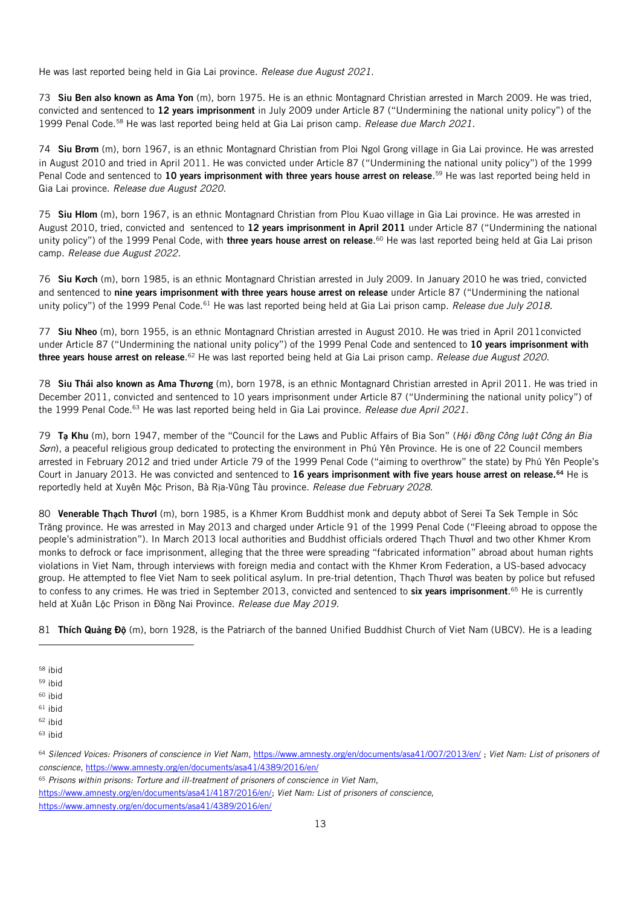He was last reported being held in Gia Lai province. *Release due August 2021.*

73 **Siu Ben also known as Ama Yon** (m), born 1975. He is an ethnic Montagnard Christian arrested in March 2009. He was tried, convicted and sentenced to **12 years imprisonment** in July 2009 under Article 87 ("Undermining the national unity policy") of the 1999 Penal Code.[58] He was last reported being held at Gia Lai prison camp. *Release due March 2021.*

74 **Siu Brơm** (m), born 1967, is an ethnic Montagnard Christian from Ploi Ngol Grong village in Gia Lai province. He was arrested in August 2010 and tried in April 2011. He was convicted under Article 87 ("Undermining the national unity policy") of the 1999 Penal Code and sentenced to **10 years imprisonment with three years house arrest on release**.[59] He was last reported being held in Gia Lai province. *Release due August 2020.*

75 **Siu Hlom** (m), born 1967, is an ethnic Montagnard Christian from Plou Kuao village in Gia Lai province. He was arrested in August 2010, tried, convicted and sentenced to **12 years imprisonment in April 2011** under Article 87 ("Undermining the national unity policy") of the 1999 Penal Code, with **three years house arrest on release**.[60] He was last reported being held at Gia Lai prison camp. *Release due August 2022.*

76 **Siu Kơch** (m), born 1985, is an ethnic Montagnard Christian arrested in July 2009. In January 2010 he was tried, convicted and sentenced to **nine years imprisonment with three years house arrest on release** under Article 87 ("Undermining the national unity policy") of the 1999 Penal Code.[61] He was last reported being held at Gia Lai prison camp. *Release due July 2018.*

77 **Siu Nheo** (m), born 1955, is an ethnic Montagnard Christian arrested in August 2010. He was tried in April 2011convicted under Article 87 ("Undermining the national unity policy") of the 1999 Penal Code and sentenced to **10 years imprisonment with three years house arrest on release**.[62] He was last reported being held at Gia Lai prison camp. *Release due August 2020.*

78 **Siu Thái also known as Ama Thương** (m), born 1978, is an ethnic Montagnard Christian arrested in April 2011. He was tried in December 2011, convicted and sentenced to 10 years imprisonment under Article 87 ("Undermining the national unity policy") of the 1999 Penal Code.[63] He was last reported being held in Gia Lai province. *Release due April 2021.*

79 **Tạ Khu** (m), born 1947, member of the "Council for the Laws and Public Affairs of Bia Son" (*Hội đồng Công luật Công án Bia Sơn*), a peaceful religious group dedicated to protecting the environment in Phú Yên Province. He is one of 22 Council members arrested in February 2012 and tried under Article 79 of the 1999 Penal Code ("aiming to overthrow" the state) by Phú Yên People's Court in January 2013. He was convicted and sentenced to **16 years imprisonment with five years house arrest on release.[64]** He is reportedly held at Xuyên Mộc Prison, Bà Rịa-Vũng Tàu province. *Release due February 2028.*

80 **Venerable Thạch Thươl** (m), born 1985, is a Khmer Krom Buddhist monk and deputy abbot of Serei Ta Sek Temple in Sóc Trăng province. He was arrested in May 2013 and charged under Article 91 of the 1999 Penal Code ("Fleeing abroad to oppose the people's administration"). In March 2013 local authorities and Buddhist officials ordered Thạch Thươl and two other Khmer Krom monks to defrock or face imprisonment, alleging that the three were spreading "fabricated information" abroad about human rights violations in Viet Nam, through interviews with foreign media and contact with the Khmer Krom Federation, a US-based advocacy group. He attempted to flee Viet Nam to seek political asylum. In pre-trial detention, Thạch Thươl was beaten by police but refused to confess to any crimes. He was tried in September 2013, convicted and sentenced to **six years imprisonment**.[65] He is currently held at Xuân Lộc Prison in Đồng Nai Province. *Release due May 2019.*

81 **Thích Quảng Độ** (m), born 1928, is the Patriarch of the banned Unified Buddhist Church of Viet Nam (UBCV). He is a leading

---

[58] ibid

[59] ibid

[60] ibid

[61] ibid

[62] ibid

[63] ibid

[64] *Silenced Voices: Prisoners of conscience in Viet Nam*, https://www.amnesty.org/en/documents/asa41/007/2013/en/ ; *Viet Nam: List of prisoners of conscience*, https://www.amnesty.org/en/documents/asa41/4389/2016/en/

[65] *Prisons within prisons: Torture and ill-treatment of prisoners of conscience in Viet Nam*, https://www.amnesty.org/en/documents/asa41/4187/2016/en/; *Viet Nam: List of prisoners of conscience*, https://www.amnesty.org/en/documents/asa41/4389/2016/en/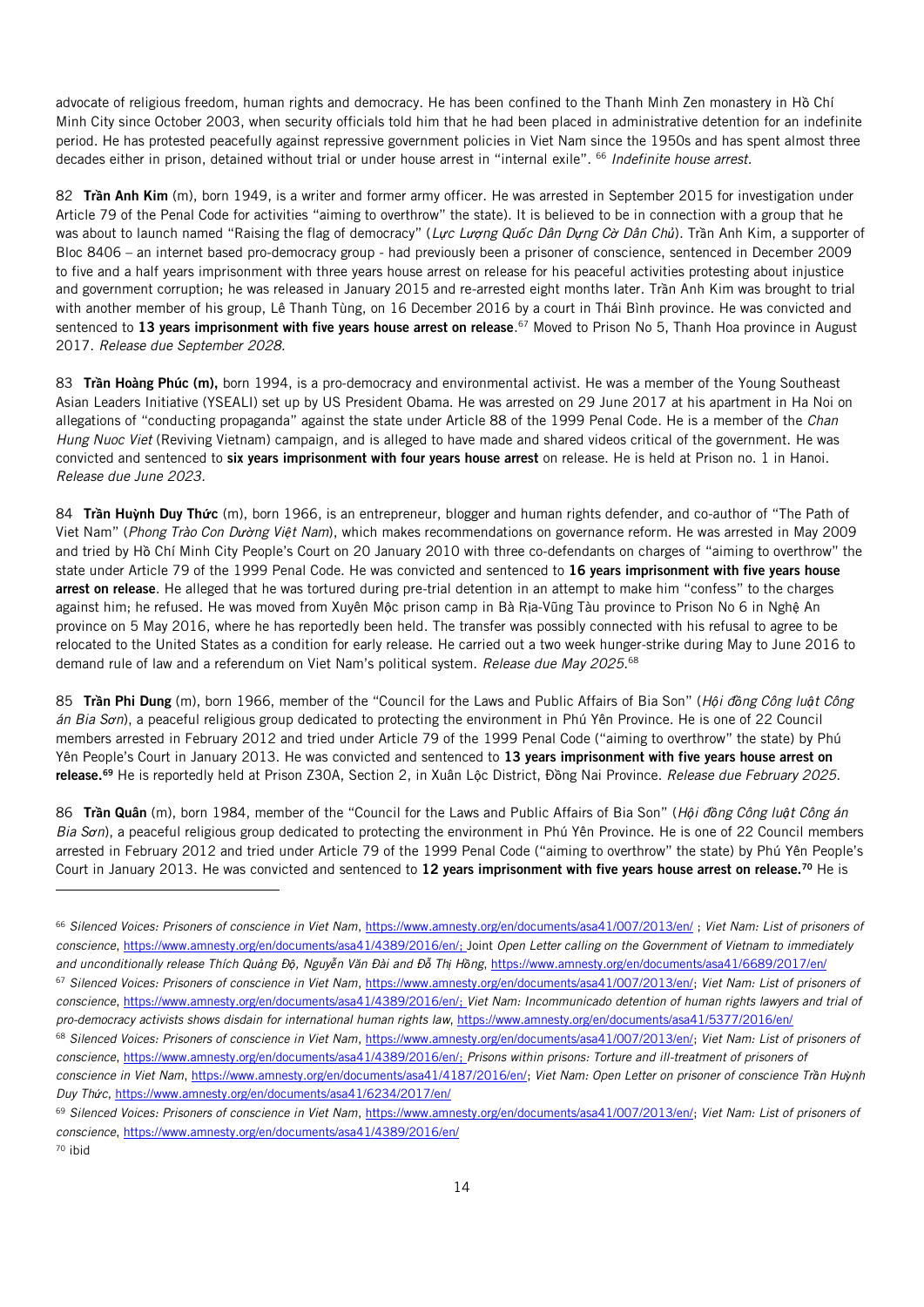advocate of religious freedom, human rights and democracy. He has been confined to the Thanh Minh Zen monastery in Hồ Chí Minh City since October 2003, when security officials told him that he had been placed in administrative detention for an indefinite period. He has protested peacefully against repressive government policies in Viet Nam since the 1950s and has spent almost three decades either in prison, detained without trial or under house arrest in "internal exile". [66] *Indefinite house arrest.*

82 **Trần Anh Kim** (m), born 1949, is a writer and former army officer. He was arrested in September 2015 for investigation under Article 79 of the Penal Code for activities "aiming to overthrow" the state). It is believed to be in connection with a group that he was about to launch named "Raising the flag of democracy" (*Lực Lượng Quốc Dân Dựng Cờ Dân Chủ*). Trần Anh Kim, a supporter of Bloc 8406 – an internet based pro-democracy group - had previously been a prisoner of conscience, sentenced in December 2009 to five and a half years imprisonment with three years house arrest on release for his peaceful activities protesting about injustice and government corruption; he was released in January 2015 and re-arrested eight months later. Trần Anh Kim was brought to trial with another member of his group, Lê Thanh Tùng, on 16 December 2016 by a court in Thái Bình province. He was convicted and sentenced to **13 years imprisonment with five years house arrest on release**.[67] Moved to Prison No 5, Thanh Hoa province in August 2017. *Release due September 2028.*

83 **Trần Hoàng Phúc (m),** born 1994, is a pro-democracy and environmental activist. He was a member of the Young Southeast Asian Leaders Initiative (YSEALI) set up by US President Obama. He was arrested on 29 June 2017 at his apartment in Ha Noi on allegations of "conducting propaganda" against the state under Article 88 of the 1999 Penal Code. He is a member of the *Chan Hung Nuoc Viet* (Reviving Vietnam) campaign, and is alleged to have made and shared videos critical of the government. He was convicted and sentenced to **six years imprisonment with four years house arrest** on release. He is held at Prison no. 1 in Hanoi. *Release due June 2023.*

84 **Trần Huỳnh Duy Thức** (m), born 1966, is an entrepreneur, blogger and human rights defender, and co-author of "The Path of Viet Nam" (*Phong Trào Con Đường Việt Nam*), which makes recommendations on governance reform. He was arrested in May 2009 and tried by Hồ Chí Minh City People's Court on 20 January 2010 with three co-defendants on charges of "aiming to overthrow" the state under Article 79 of the 1999 Penal Code. He was convicted and sentenced to **16 years imprisonment with five years house arrest on release**. He alleged that he was tortured during pre-trial detention in an attempt to make him "confess" to the charges against him; he refused. He was moved from Xuyên Mộc prison camp in Bà Rịa-Vũng Tàu province to Prison No 6 in Nghệ An province on 5 May 2016, where he has reportedly been held. The transfer was possibly connected with his refusal to agree to be relocated to the United States as a condition for early release. He carried out a two week hunger-strike during May to June 2016 to demand rule of law and a referendum on Viet Nam's political system. *Release due May 2025*.[68]

85 **Trần Phi Dung** (m), born 1966, member of the "Council for the Laws and Public Affairs of Bia Son" (*Hội đồng Công luật Công án Bia Sơn*), a peaceful religious group dedicated to protecting the environment in Phú Yên Province. He is one of 22 Council members arrested in February 2012 and tried under Article 79 of the 1999 Penal Code ("aiming to overthrow" the state) by Phú Yên People's Court in January 2013. He was convicted and sentenced to **13 years imprisonment with five years house arrest on release.[69]** He is reportedly held at Prison Z30A, Section 2, in Xuân Lộc District, Đồng Nai Province. *Release due February 2025*.

86 **Trần Quân** (m), born 1984, member of the "Council for the Laws and Public Affairs of Bia Son" (*Hội đồng Công luật Công án Bia Sơn*), a peaceful religious group dedicated to protecting the environment in Phú Yên Province. He is one of 22 Council members arrested in February 2012 and tried under Article 79 of the 1999 Penal Code ("aiming to overthrow" the state) by Phú Yên People's Court in January 2013. He was convicted and sentenced to **12 years imprisonment with five years house arrest on release.[70]** He is

---

[66] *Silenced Voices: Prisoners of conscience in Viet Nam*, https://www.amnesty.org/en/documents/asa41/007/2013/en/ ; *Viet Nam: List of prisoners of conscience*, https://www.amnesty.org/en/documents/asa41/4389/2016/en/; Joint *Open Letter calling on the Government of Vietnam to immediately and unconditionally release Thích Quảng Độ, Nguyễn Văn Đài and Đỗ Thị Hồng*, https://www.amnesty.org/en/documents/asa41/6689/2017/en/

[67] *Silenced Voices: Prisoners of conscience in Viet Nam*, https://www.amnesty.org/en/documents/asa41/007/2013/en/; *Viet Nam: List of prisoners of conscience*, https://www.amnesty.org/en/documents/asa41/4389/2016/en/; *Viet Nam: Incommunicado detention of human rights lawyers and trial of pro-democracy activists shows disdain for international human rights law*, https://www.amnesty.org/en/documents/asa41/5377/2016/en/

[68] *Silenced Voices: Prisoners of conscience in Viet Nam*, https://www.amnesty.org/en/documents/asa41/007/2013/en/; *Viet Nam: List of prisoners of conscience*, https://www.amnesty.org/en/documents/asa41/4389/2016/en/; *Prisons within prisons: Torture and ill-treatment of prisoners of conscience in Viet Nam*, https://www.amnesty.org/en/documents/asa41/4187/2016/en/; *Viet Nam: Open Letter on prisoner of conscience Trần Huỳnh Duy Thức*, https://www.amnesty.org/en/documents/asa41/6234/2017/en/

[69] *Silenced Voices: Prisoners of conscience in Viet Nam*, https://www.amnesty.org/en/documents/asa41/007/2013/en/; *Viet Nam: List of prisoners of conscience*, https://www.amnesty.org/en/documents/asa41/4389/2016/en/

[70] ibid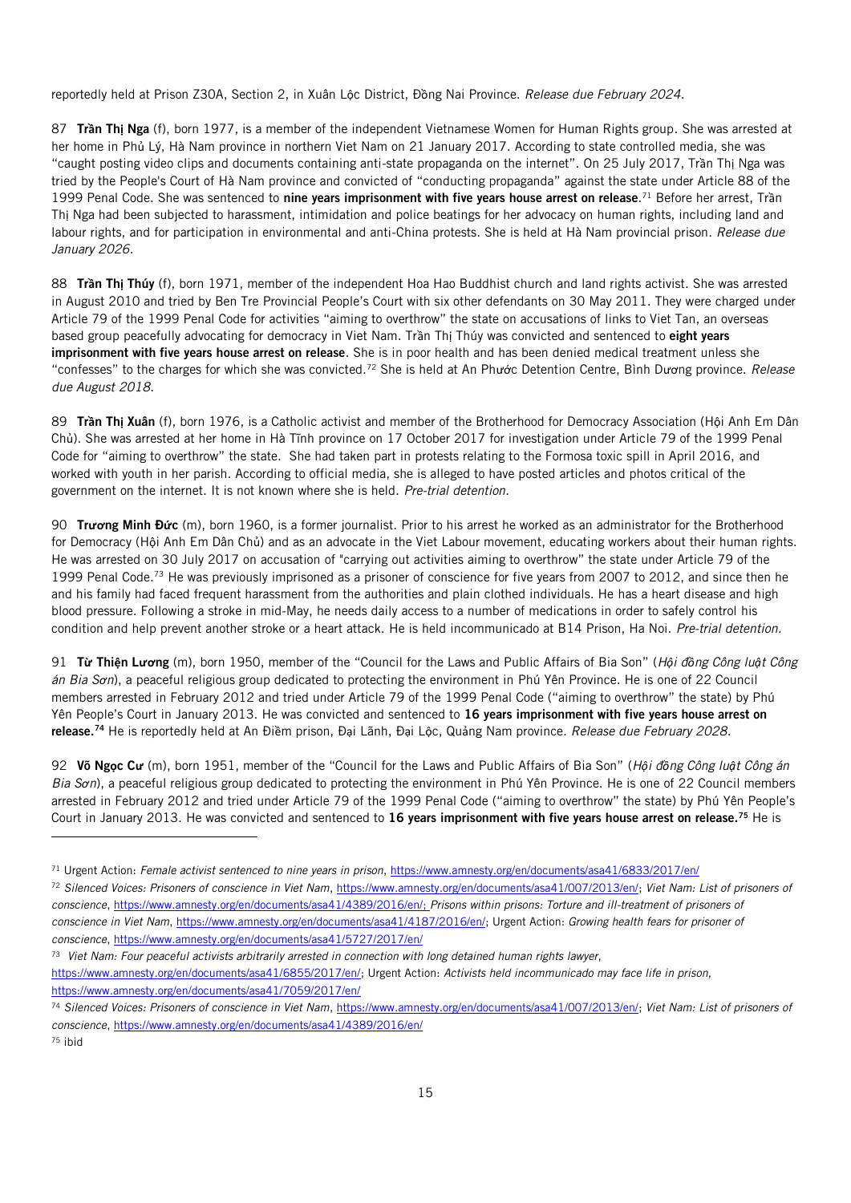reportedly held at Prison Z30A, Section 2, in Xuân Lộc District, Đồng Nai Province. *Release due February 2024.*

87 **Trần Thị Nga** (f), born 1977, is a member of the independent Vietnamese Women for Human Rights group. She was arrested at her home in Phủ Lý, Hà Nam province in northern Viet Nam on 21 January 2017. According to state controlled media, she was "caught posting video clips and documents containing anti-state propaganda on the internet". On 25 July 2017, Trần Thị Nga was tried by the People's Court of Hà Nam province and convicted of "conducting propaganda" against the state under Article 88 of the 1999 Penal Code. She was sentenced to **nine years imprisonment with five years house arrest on release**.[71] Before her arrest, Trần Thị Nga had been subjected to harassment, intimidation and police beatings for her advocacy on human rights, including land and labour rights, and for participation in environmental and anti-China protests. She is held at Hà Nam provincial prison. *Release due January 2026.*

88 **Trần Thị Thúy** (f), born 1971, member of the independent Hoa Hao Buddhist church and land rights activist. She was arrested in August 2010 and tried by Ben Tre Provincial People's Court with six other defendants on 30 May 2011. They were charged under Article 79 of the 1999 Penal Code for activities "aiming to overthrow" the state on accusations of links to Viet Tan, an overseas based group peacefully advocating for democracy in Viet Nam. Trần Thị Thúy was convicted and sentenced to **eight years imprisonment with five years house arrest on release**. She is in poor health and has been denied medical treatment unless she "confesses" to the charges for which she was convicted.[72] She is held at An Phước Detention Centre, Bình Dương province. *Release due August 2018.*

89 **Trần Thị Xuân** (f), born 1976, is a Catholic activist and member of the Brotherhood for Democracy Association (Hội Anh Em Dân Chủ). She was arrested at her home in Hà Tĩnh province on 17 October 2017 for investigation under Article 79 of the 1999 Penal Code for "aiming to overthrow" the state. She had taken part in protests relating to the Formosa toxic spill in April 2016, and worked with youth in her parish. According to official media, she is alleged to have posted articles and photos critical of the government on the internet. It is not known where she is held. *Pre-trial detention.*

90 **Trương Minh Đức** (m), born 1960, is a former journalist. Prior to his arrest he worked as an administrator for the Brotherhood for Democracy (Hội Anh Em Dân Chủ) and as an advocate in the Viet Labour movement, educating workers about their human rights. He was arrested on 30 July 2017 on accusation of "carrying out activities aiming to overthrow" the state under Article 79 of the 1999 Penal Code.[73] He was previously imprisoned as a prisoner of conscience for five years from 2007 to 2012, and since then he and his family had faced frequent harassment from the authorities and plain clothed individuals. He has a heart disease and high blood pressure. Following a stroke in mid-May, he needs daily access to a number of medications in order to safely control his condition and help prevent another stroke or a heart attack. He is held incommunicado at B14 Prison, Ha Noi. *Pre-trial detention.*

91 **Từ Thiện Lương** (m), born 1950, member of the "Council for the Laws and Public Affairs of Bia Son" (*Hội đồng Công luật Công án Bia Sơn*), a peaceful religious group dedicated to protecting the environment in Phú Yên Province. He is one of 22 Council members arrested in February 2012 and tried under Article 79 of the 1999 Penal Code ("aiming to overthrow" the state) by Phú Yên People's Court in January 2013. He was convicted and sentenced to **16 years imprisonment with five years house arrest on release.**[74] He is reportedly held at An Điềm prison, Đại Lãnh, Đại Lộc, Quảng Nam province. *Release due February 2028.*

92 **Võ Ngọc Cư** (m), born 1951, member of the "Council for the Laws and Public Affairs of Bia Son" (*Hội đồng Công luật Công án Bia Sơn*), a peaceful religious group dedicated to protecting the environment in Phú Yên Province. He is one of 22 Council members arrested in February 2012 and tried under Article 79 of the 1999 Penal Code ("aiming to overthrow" the state) by Phú Yên People's Court in January 2013. He was convicted and sentenced to **16 years imprisonment with five years house arrest on release.**[75] He is

---

[71] Urgent Action: *Female activist sentenced to nine years in prison*, https://www.amnesty.org/en/documents/asa41/6833/2017/en/

[72] *Silenced Voices: Prisoners of conscience in Viet Nam*, https://www.amnesty.org/en/documents/asa41/007/2013/en/; *Viet Nam: List of prisoners of conscience*, https://www.amnesty.org/en/documents/asa41/4389/2016/en/; *Prisons within prisons: Torture and ill-treatment of prisoners of conscience in Viet Nam*, https://www.amnesty.org/en/documents/asa41/4187/2016/en/; Urgent Action: *Growing health fears for prisoner of conscience*, https://www.amnesty.org/en/documents/asa41/5727/2017/en/

[73] *Viet Nam: Four peaceful activists arbitrarily arrested in connection with long detained human rights lawyer*, https://www.amnesty.org/en/documents/asa41/6855/2017/en/; Urgent Action: *Activists held incommunicado may face life in prison*, https://www.amnesty.org/en/documents/asa41/7059/2017/en/

[74] *Silenced Voices: Prisoners of conscience in Viet Nam*, https://www.amnesty.org/en/documents/asa41/007/2013/en/; *Viet Nam: List of prisoners of conscience*, https://www.amnesty.org/en/documents/asa41/4389/2016/en/

[75] ibid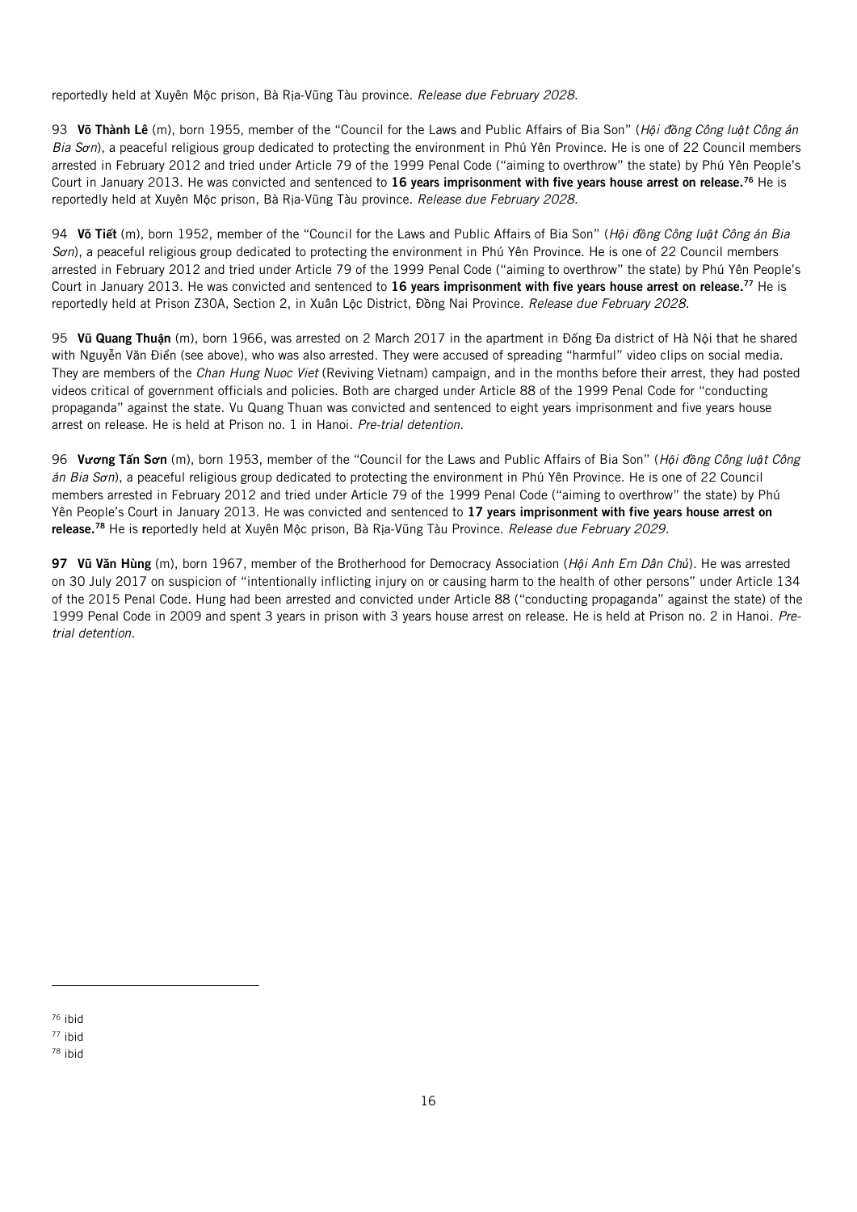reportedly held at Xuyên Mộc prison, Bà Rịa-Vũng Tàu province. *Release due February 2028.*

93 **Võ Thành Lê** (m), born 1955, member of the "Council for the Laws and Public Affairs of Bia Son" (*Hội đồng Công luật Công án Bia Sơn*), a peaceful religious group dedicated to protecting the environment in Phú Yên Province. He is one of 22 Council members arrested in February 2012 and tried under Article 79 of the 1999 Penal Code ("aiming to overthrow" the state) by Phú Yên People's Court in January 2013. He was convicted and sentenced to **16 years imprisonment with five years house arrest on release.**[76] He is reportedly held at Xuyên Mộc prison, Bà Rịa-Vũng Tàu province. *Release due February 2028.*

94 **Võ Tiết** (m), born 1952, member of the "Council for the Laws and Public Affairs of Bia Son" (*Hội đồng Công luật Công án Bia Sơn*), a peaceful religious group dedicated to protecting the environment in Phú Yên Province. He is one of 22 Council members arrested in February 2012 and tried under Article 79 of the 1999 Penal Code ("aiming to overthrow" the state) by Phú Yên People's Court in January 2013. He was convicted and sentenced to **16 years imprisonment with five years house arrest on release.**[77] He is reportedly held at Prison Z30A, Section 2, in Xuân Lộc District, Đồng Nai Province. *Release due February 2028.*

95 **Vũ Quang Thuận** (m), born 1966, was arrested on 2 March 2017 in the apartment in Đống Đa district of Hà Nội that he shared with Nguyễn Văn Điển (see above), who was also arrested. They were accused of spreading "harmful" video clips on social media. They are members of the *Chan Hung Nuoc Viet* (Reviving Vietnam) campaign, and in the months before their arrest, they had posted videos critical of government officials and policies. Both are charged under Article 88 of the 1999 Penal Code for "conducting propaganda" against the state. Vu Quang Thuan was convicted and sentenced to eight years imprisonment and five years house arrest on release. He is held at Prison no. 1 in Hanoi. *Pre-trial detention.*

96 **Vương Tấn Sơn** (m), born 1953, member of the "Council for the Laws and Public Affairs of Bia Son" (*Hội đồng Công luật Công án Bia Sơn*), a peaceful religious group dedicated to protecting the environment in Phú Yên Province. He is one of 22 Council members arrested in February 2012 and tried under Article 79 of the 1999 Penal Code ("aiming to overthrow" the state) by Phú Yên People's Court in January 2013. He was convicted and sentenced to **17 years imprisonment with five years house arrest on release.**[78] He is reportedly held at Xuyên Mộc prison, Bà Rịa-Vũng Tàu Province. *Release due February 2029.*

**97 Vũ Văn Hùng** (m), born 1967, member of the Brotherhood for Democracy Association (*Hội Anh Em Dân Chủ*). He was arrested on 30 July 2017 on suspicion of "intentionally inflicting injury on or causing harm to the health of other persons" under Article 134 of the 2015 Penal Code. Hung had been arrested and convicted under Article 88 ("conducting propaganda" against the state) of the 1999 Penal Code in 2009 and spent 3 years in prison with 3 years house arrest on release. He is held at Prison no. 2 in Hanoi. *Pre-trial detention.*

---

[76] ibid

[77] ibid

[78] ibid